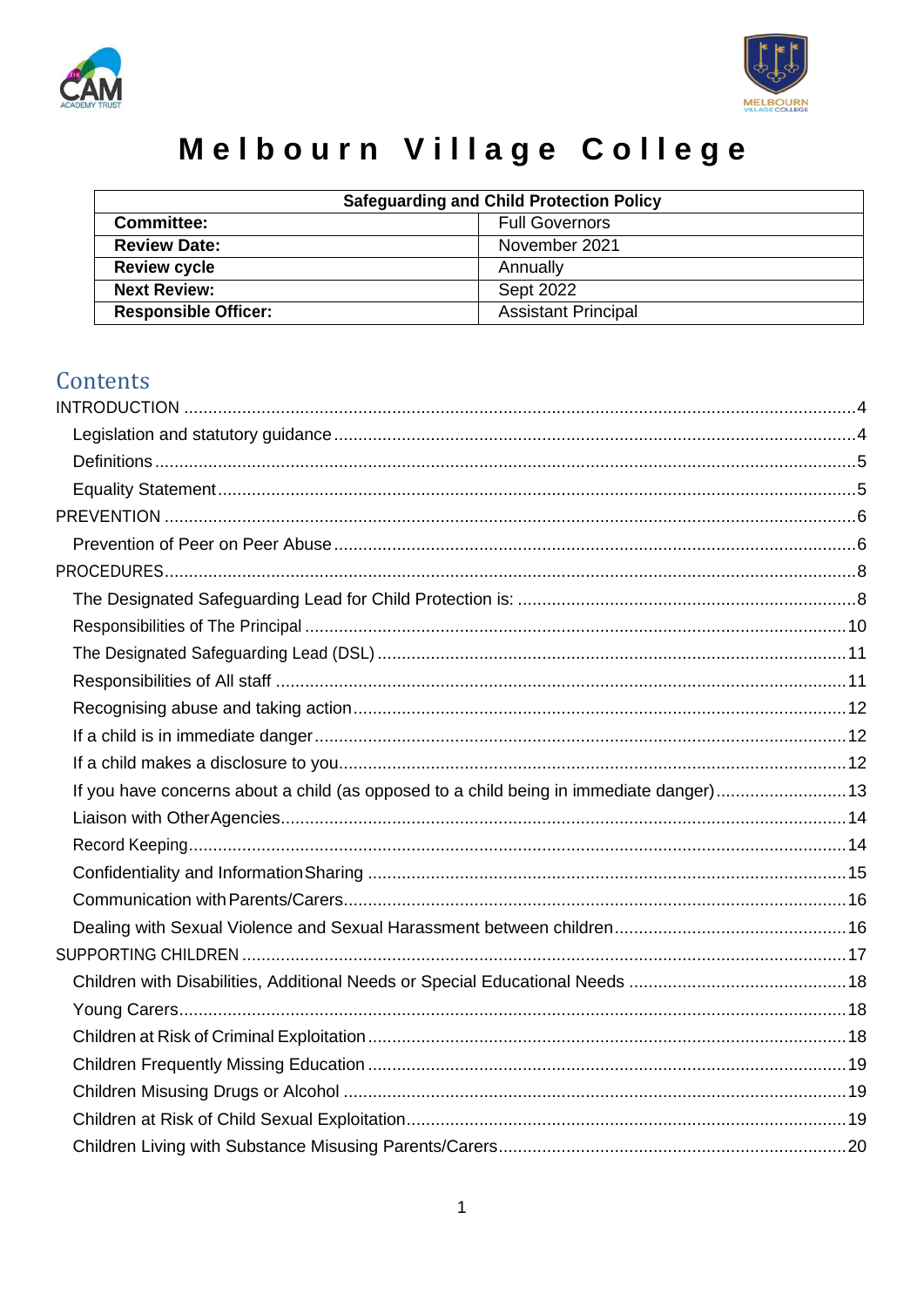# Melbourn Village College

| Safeguarding and Child Protection Policy | |
|---|---|
| **Committee:** | Full Governors |
| **Review Date:** | November 2021 |
| **Review cycle** | Annually |
| **Next Review:** | Sept 2022 |
| **Responsible Officer:** | Assistant Principal |

## Contents

- INTRODUCTION ..... 4
  - Legislation and statutory guidance ..... 4
  - Definitions ..... 5
  - Equality Statement ..... 5
- PREVENTION ..... 6
  - Prevention of Peer on Peer Abuse ..... 6
- PROCEDURES ..... 8
  - The Designated Safeguarding Lead for Child Protection is: ..... 8
  - Responsibilities of The Principal ..... 10
  - The Designated Safeguarding Lead (DSL) ..... 11
  - Responsibilities of All staff ..... 11
  - Recognising abuse and taking action ..... 12
  - If a child is in immediate danger ..... 12
  - If a child makes a disclosure to you ..... 12
  - If you have concerns about a child (as opposed to a child being in immediate danger) ..... 13
  - Liaison with Other Agencies ..... 14
  - Record Keeping ..... 14
  - Confidentiality and Information Sharing ..... 15
  - Communication with Parents/Carers ..... 16
  - Dealing with Sexual Violence and Sexual Harassment between children ..... 16
- SUPPORTING CHILDREN ..... 17
  - Children with Disabilities, Additional Needs or Special Educational Needs ..... 18
  - Young Carers ..... 18
  - Children at Risk of Criminal Exploitation ..... 18
  - Children Frequently Missing Education ..... 19
  - Children Misusing Drugs or Alcohol ..... 19
  - Children at Risk of Child Sexual Exploitation ..... 19
  - Children Living with Substance Misusing Parents/Carers ..... 20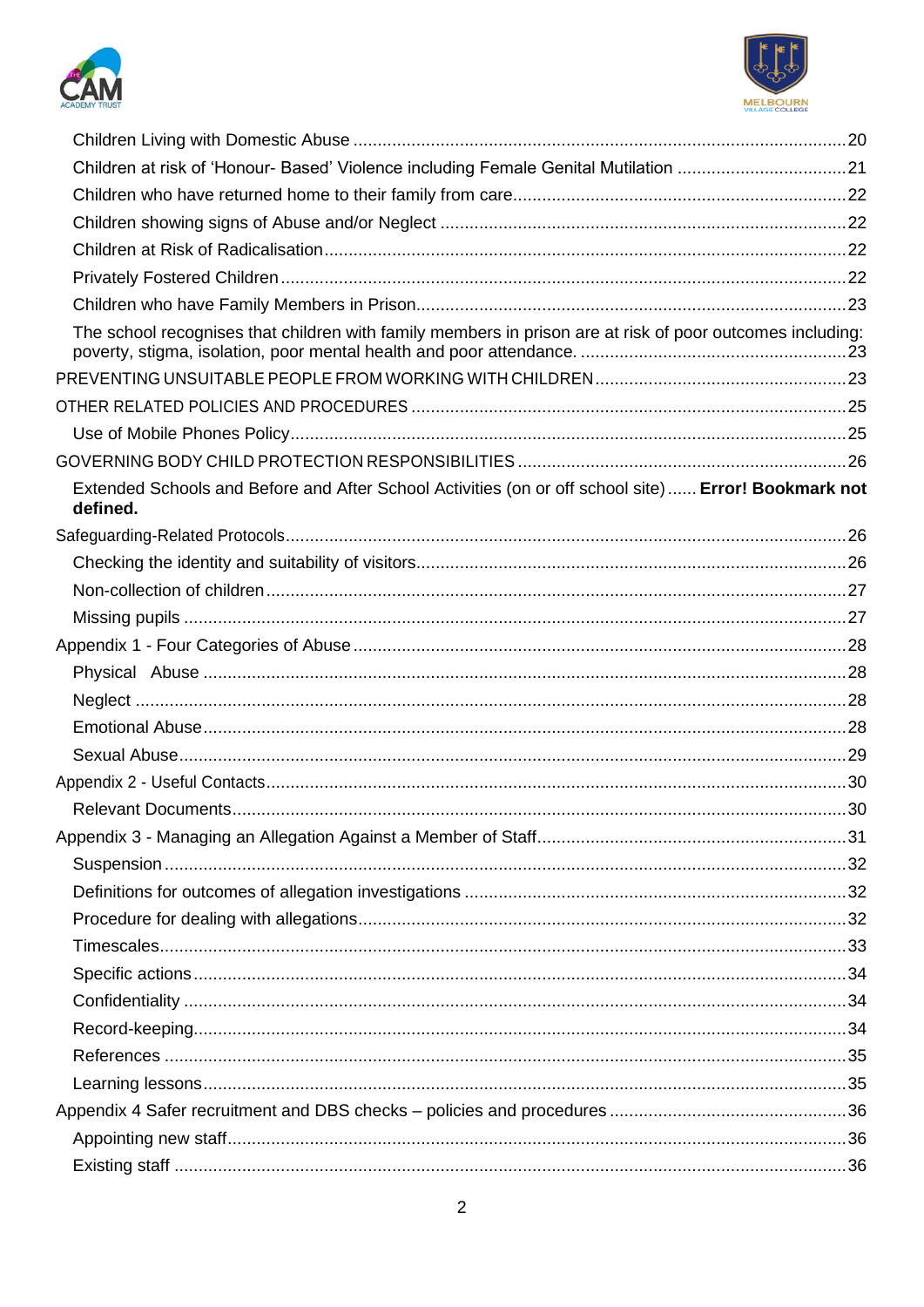Children Living with Domestic Abuse ....................................................................................................20

Children at risk of 'Honour- Based' Violence including Female Genital Mutilation ...................................21

Children who have returned home to their family from care....................................................................22

Children showing signs of Abuse and/or Neglect ...................................................................................22

Children at Risk of Radicalisation...........................................................................................................22

Privately Fostered Children....................................................................................................................22

Children who have Family Members in Prison........................................................................................23

The school recognises that children with family members in prison are at risk of poor outcomes including: poverty, stigma, isolation, poor mental health and poor attendance. .......................................................23

PREVENTING UNSUITABLE PEOPLE FROM WORKING WITH CHILDREN...................................................23

OTHER RELATED POLICIES AND PROCEDURES .........................................................................................25

Use of Mobile Phones Policy..................................................................................................................25

GOVERNING BODY CHILD PROTECTION RESPONSIBILITIES ...................................................................26

Extended Schools and Before and After School Activities (on or off school site)...... **Error! Bookmark not defined.**

Safeguarding-Related Protocols...................................................................................................................26

Checking the identity and suitability of visitors........................................................................................26

Non-collection of children.......................................................................................................................27

Missing pupils ........................................................................................................................................27

Appendix 1 - Four Categories of Abuse.....................................................................................................28

Physical Abuse ....................................................................................................................................28

Neglect .................................................................................................................................................28

Emotional Abuse....................................................................................................................................28

Sexual Abuse........................................................................................................................................29

Appendix 2 - Useful Contacts.......................................................................................................................30

Relevant Documents..............................................................................................................................30

Appendix 3 - Managing an Allegation Against a Member of Staff................................................................31

Suspension ...........................................................................................................................................32

Definitions for outcomes of allegation investigations ..............................................................................32

Procedure for dealing with allegations....................................................................................................32

Timescales.............................................................................................................................................33

Specific actions .....................................................................................................................................34

Confidentiality .......................................................................................................................................34

Record-keeping.....................................................................................................................................34

References ............................................................................................................................................35

Learning lessons...................................................................................................................................35

Appendix 4 Safer recruitment and DBS checks – policies and procedures .................................................36

Appointing new staff...............................................................................................................................36

Existing staff .........................................................................................................................................36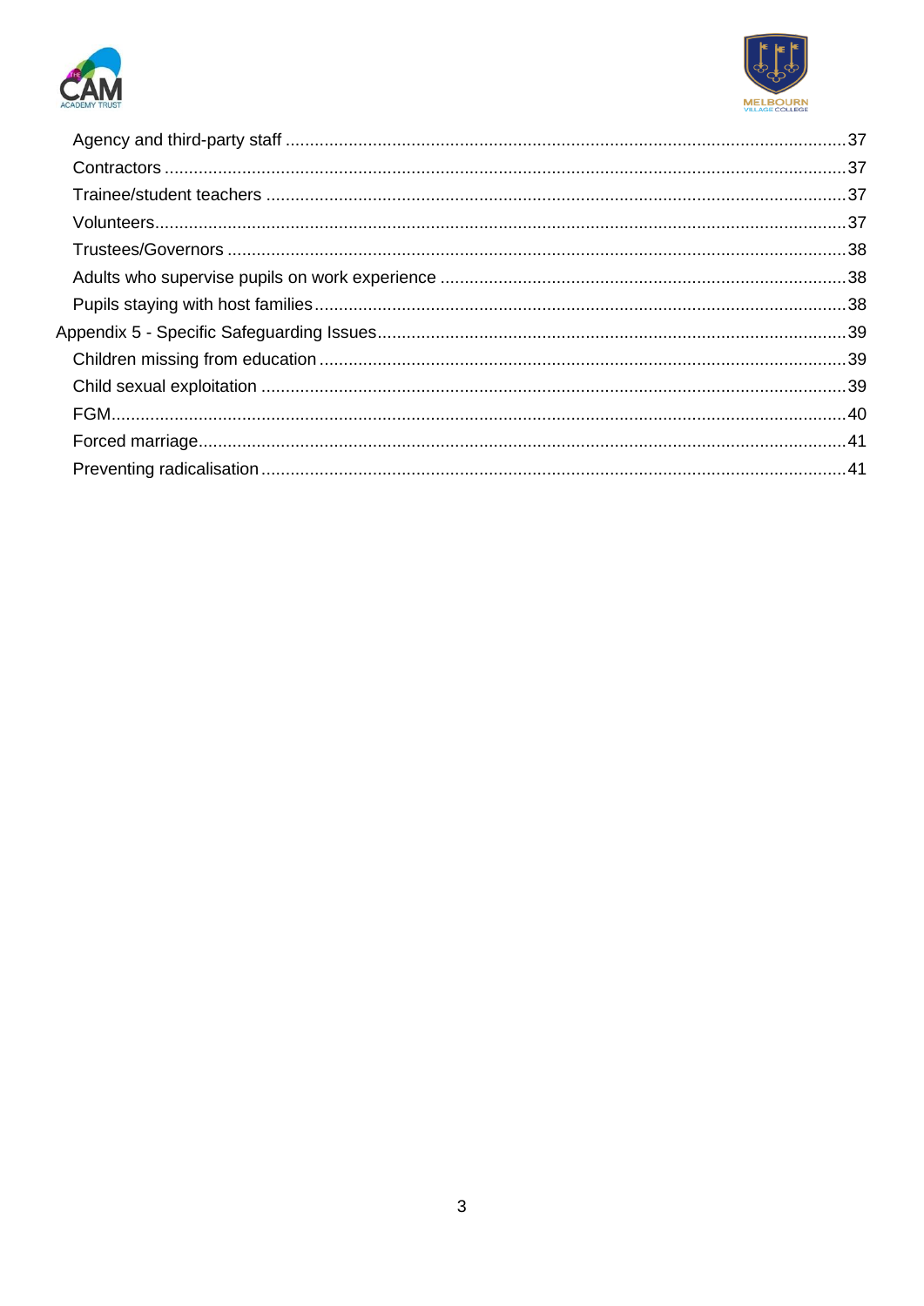- Agency and third-party staff .................................................................... 37
- Contractors ............................................................................................. 37
- Trainee/student teachers ......................................................................... 37
- Volunteers ............................................................................................... 37
- Trustees/Governors .................................................................................. 38
- Adults who supervise pupils on work experience ..................................... 38
- Pupils staying with host families ............................................................... 38

Appendix 5 - Specific Safeguarding Issues ................................................... 39

- Children missing from education .............................................................. 39
- Child sexual exploitation .......................................................................... 39
- FGM ......................................................................................................... 40
- Forced marriage ...................................................................................... 41
- Preventing radicalisation .......................................................................... 41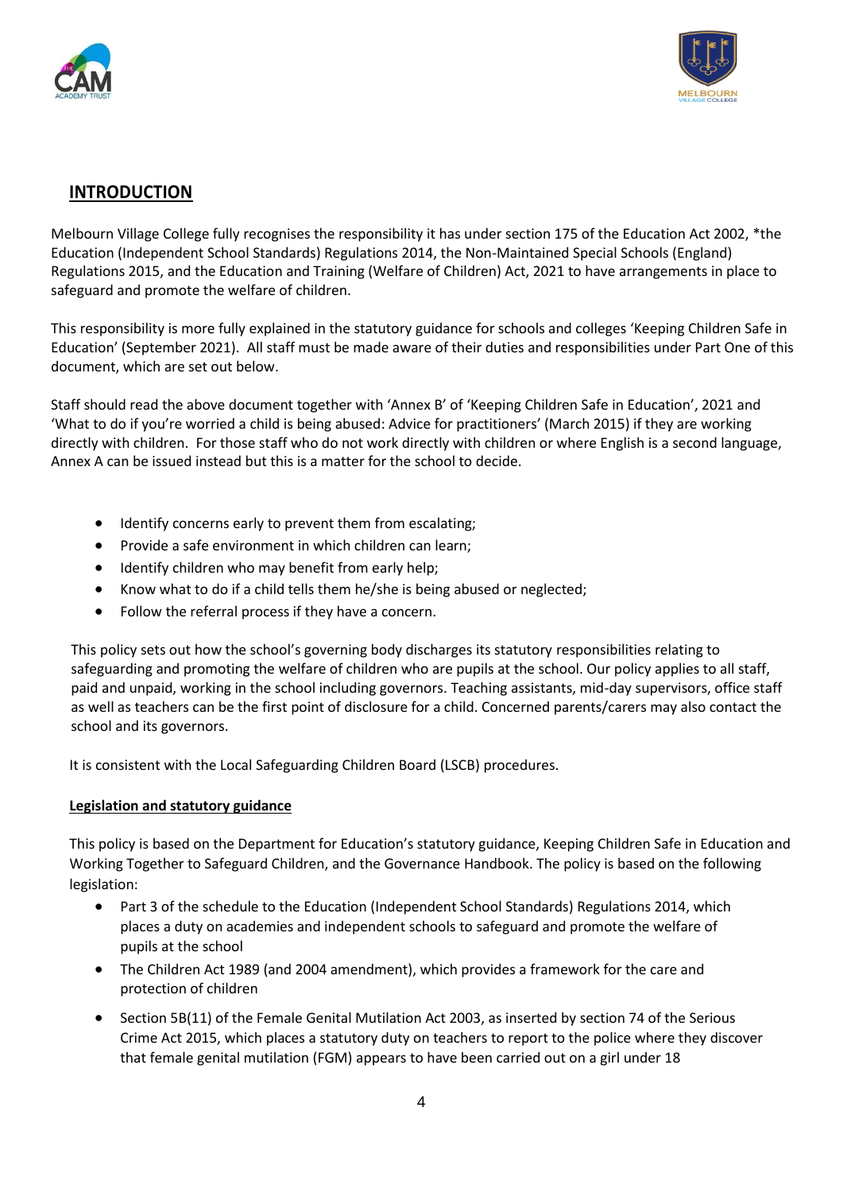## INTRODUCTION

Melbourn Village College fully recognises the responsibility it has under section 175 of the Education Act 2002, *the Education (Independent School Standards) Regulations 2014, the Non-Maintained Special Schools (England) Regulations 2015, and the Education and Training (Welfare of Children) Act, 2021 to have arrangements in place to safeguard and promote the welfare of children.

This responsibility is more fully explained in the statutory guidance for schools and colleges 'Keeping Children Safe in Education' (September 2021). All staff must be made aware of their duties and responsibilities under Part One of this document, which are set out below.

Staff should read the above document together with 'Annex B' of 'Keeping Children Safe in Education', 2021 and 'What to do if you're worried a child is being abused: Advice for practitioners' (March 2015) if they are working directly with children. For those staff who do not work directly with children or where English is a second language, Annex A can be issued instead but this is a matter for the school to decide.

- Identify concerns early to prevent them from escalating;
- Provide a safe environment in which children can learn;
- Identify children who may benefit from early help;
- Know what to do if a child tells them he/she is being abused or neglected;
- Follow the referral process if they have a concern.

This policy sets out how the school's governing body discharges its statutory responsibilities relating to safeguarding and promoting the welfare of children who are pupils at the school. Our policy applies to all staff, paid and unpaid, working in the school including governors. Teaching assistants, mid-day supervisors, office staff as well as teachers can be the first point of disclosure for a child. Concerned parents/carers may also contact the school and its governors.

It is consistent with the Local Safeguarding Children Board (LSCB) procedures.

### Legislation and statutory guidance

This policy is based on the Department for Education's statutory guidance, Keeping Children Safe in Education and Working Together to Safeguard Children, and the Governance Handbook. The policy is based on the following legislation:

- Part 3 of the schedule to the Education (Independent School Standards) Regulations 2014, which places a duty on academies and independent schools to safeguard and promote the welfare of pupils at the school
- The Children Act 1989 (and 2004 amendment), which provides a framework for the care and protection of children
- Section 5B(11) of the Female Genital Mutilation Act 2003, as inserted by section 74 of the Serious Crime Act 2015, which places a statutory duty on teachers to report to the police where they discover that female genital mutilation (FGM) appears to have been carried out on a girl under 18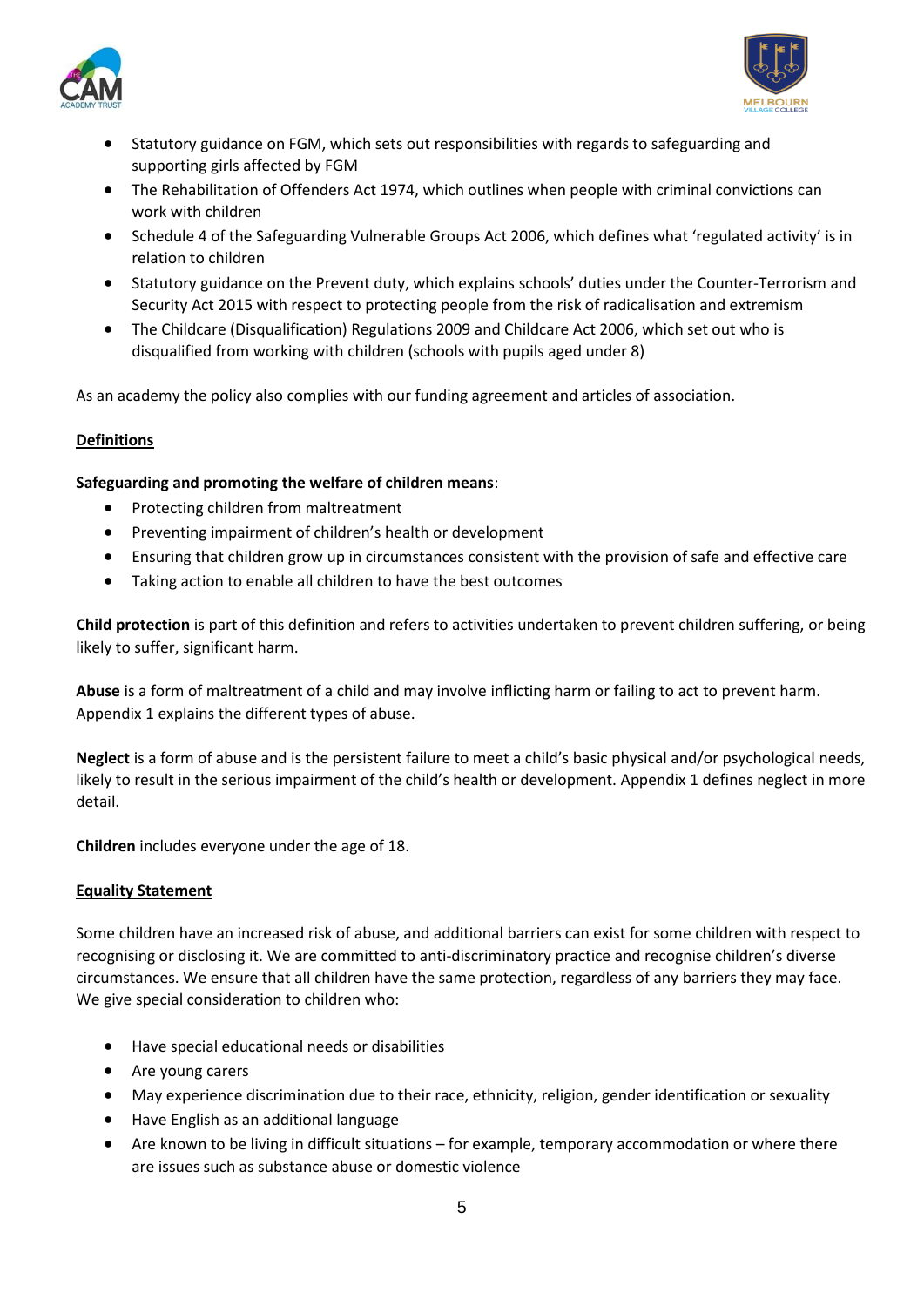- Statutory guidance on FGM, which sets out responsibilities with regards to safeguarding and supporting girls affected by FGM
- The Rehabilitation of Offenders Act 1974, which outlines when people with criminal convictions can work with children
- Schedule 4 of the Safeguarding Vulnerable Groups Act 2006, which defines what 'regulated activity' is in relation to children
- Statutory guidance on the Prevent duty, which explains schools' duties under the Counter-Terrorism and Security Act 2015 with respect to protecting people from the risk of radicalisation and extremism
- The Childcare (Disqualification) Regulations 2009 and Childcare Act 2006, which set out who is disqualified from working with children (schools with pupils aged under 8)

As an academy the policy also complies with our funding agreement and articles of association.

## Definitions

**Safeguarding and promoting the welfare of children means**:

- Protecting children from maltreatment
- Preventing impairment of children's health or development
- Ensuring that children grow up in circumstances consistent with the provision of safe and effective care
- Taking action to enable all children to have the best outcomes

**Child protection** is part of this definition and refers to activities undertaken to prevent children suffering, or being likely to suffer, significant harm.

**Abuse** is a form of maltreatment of a child and may involve inflicting harm or failing to act to prevent harm. Appendix 1 explains the different types of abuse.

**Neglect** is a form of abuse and is the persistent failure to meet a child's basic physical and/or psychological needs, likely to result in the serious impairment of the child's health or development. Appendix 1 defines neglect in more detail.

**Children** includes everyone under the age of 18.

## Equality Statement

Some children have an increased risk of abuse, and additional barriers can exist for some children with respect to recognising or disclosing it. We are committed to anti-discriminatory practice and recognise children's diverse circumstances. We ensure that all children have the same protection, regardless of any barriers they may face. We give special consideration to children who:

- Have special educational needs or disabilities
- Are young carers
- May experience discrimination due to their race, ethnicity, religion, gender identification or sexuality
- Have English as an additional language
- Are known to be living in difficult situations – for example, temporary accommodation or where there are issues such as substance abuse or domestic violence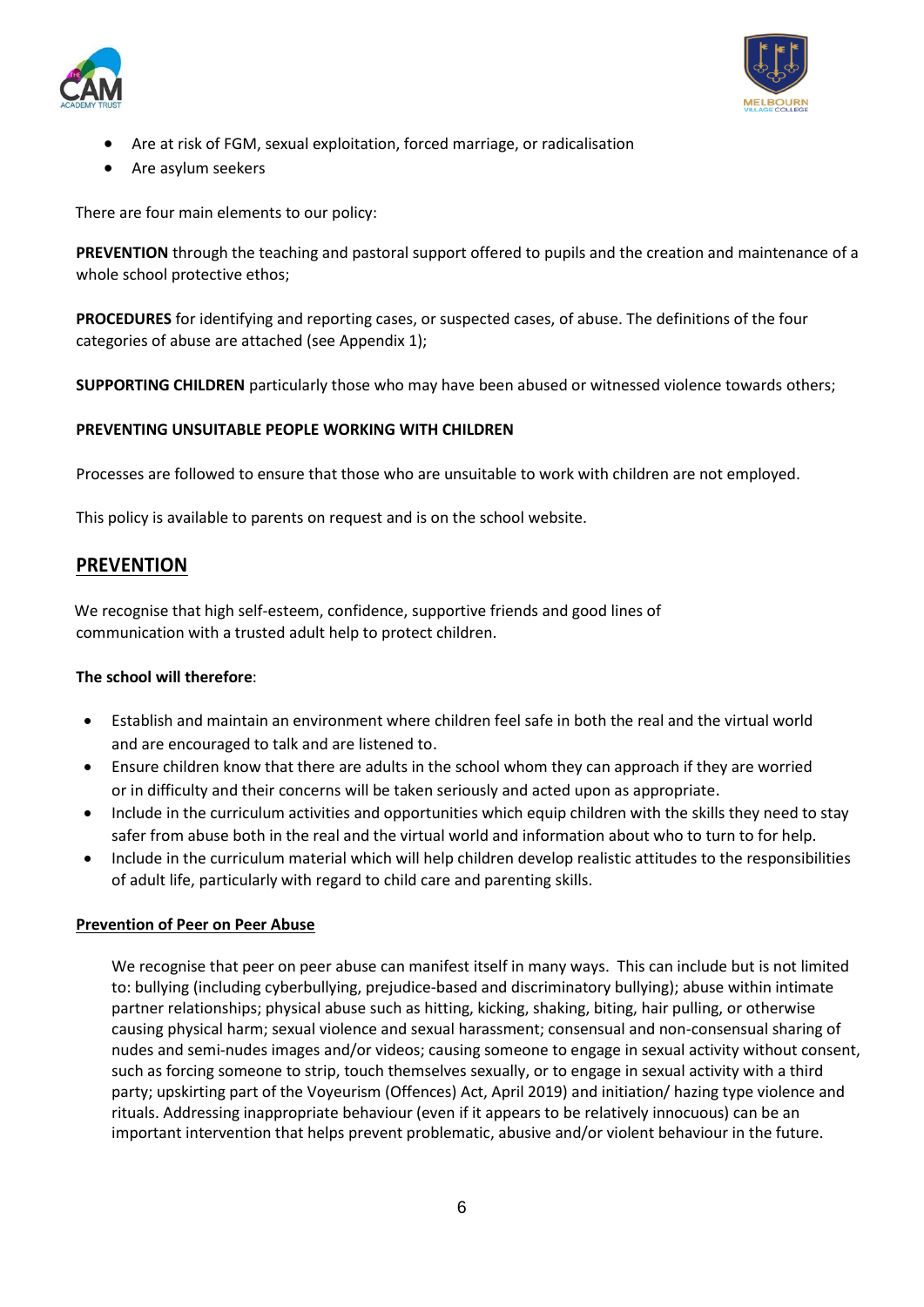- Are at risk of FGM, sexual exploitation, forced marriage, or radicalisation
- Are asylum seekers

There are four main elements to our policy:

**PREVENTION** through the teaching and pastoral support offered to pupils and the creation and maintenance of a whole school protective ethos;

**PROCEDURES** for identifying and reporting cases, or suspected cases, of abuse. The definitions of the four categories of abuse are attached (see Appendix 1);

**SUPPORTING CHILDREN** particularly those who may have been abused or witnessed violence towards others;

**PREVENTING UNSUITABLE PEOPLE WORKING WITH CHILDREN**

Processes are followed to ensure that those who are unsuitable to work with children are not employed.

This policy is available to parents on request and is on the school website.

## PREVENTION

We recognise that high self-esteem, confidence, supportive friends and good lines of communication with a trusted adult help to protect children.

**The school will therefore**:

- Establish and maintain an environment where children feel safe in both the real and the virtual world and are encouraged to talk and are listened to.
- Ensure children know that there are adults in the school whom they can approach if they are worried or in difficulty and their concerns will be taken seriously and acted upon as appropriate.
- Include in the curriculum activities and opportunities which equip children with the skills they need to stay safer from abuse both in the real and the virtual world and information about who to turn to for help.
- Include in the curriculum material which will help children develop realistic attitudes to the responsibilities of adult life, particularly with regard to child care and parenting skills.

### Prevention of Peer on Peer Abuse

We recognise that peer on peer abuse can manifest itself in many ways. This can include but is not limited to: bullying (including cyberbullying, prejudice-based and discriminatory bullying); abuse within intimate partner relationships; physical abuse such as hitting, kicking, shaking, biting, hair pulling, or otherwise causing physical harm; sexual violence and sexual harassment; consensual and non-consensual sharing of nudes and semi-nudes images and/or videos; causing someone to engage in sexual activity without consent, such as forcing someone to strip, touch themselves sexually, or to engage in sexual activity with a third party; upskirting part of the Voyeurism (Offences) Act, April 2019) and initiation/ hazing type violence and rituals. Addressing inappropriate behaviour (even if it appears to be relatively innocuous) can be an important intervention that helps prevent problematic, abusive and/or violent behaviour in the future.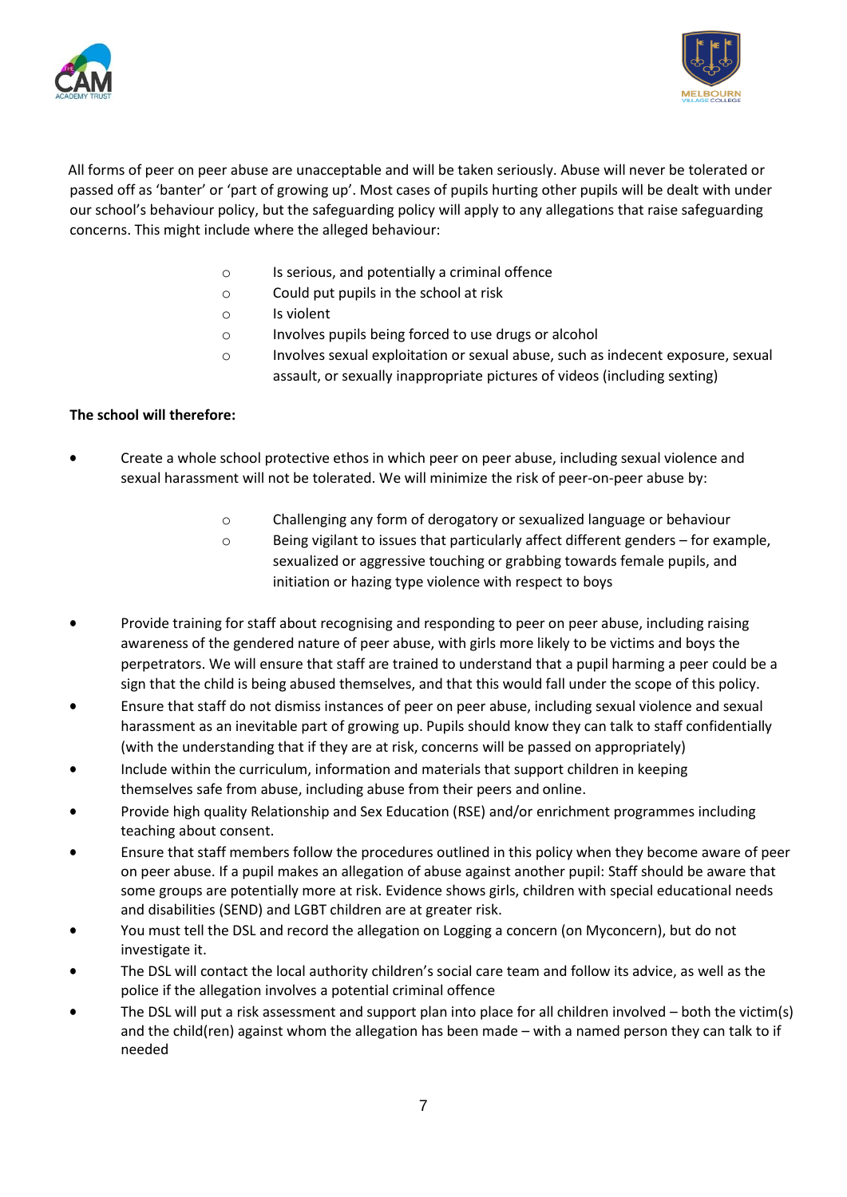All forms of peer on peer abuse are unacceptable and will be taken seriously. Abuse will never be tolerated or passed off as 'banter' or 'part of growing up'. Most cases of pupils hurting other pupils will be dealt with under our school's behaviour policy, but the safeguarding policy will apply to any allegations that raise safeguarding concerns. This might include where the alleged behaviour:

- Is serious, and potentially a criminal offence
- Could put pupils in the school at risk
- Is violent
- Involves pupils being forced to use drugs or alcohol
- Involves sexual exploitation or sexual abuse, such as indecent exposure, sexual assault, or sexually inappropriate pictures of videos (including sexting)

**The school will therefore:**

- Create a whole school protective ethos in which peer on peer abuse, including sexual violence and sexual harassment will not be tolerated. We will minimize the risk of peer-on-peer abuse by:
    - Challenging any form of derogatory or sexualized language or behaviour
    - Being vigilant to issues that particularly affect different genders – for example, sexualized or aggressive touching or grabbing towards female pupils, and initiation or hazing type violence with respect to boys
- Provide training for staff about recognising and responding to peer on peer abuse, including raising awareness of the gendered nature of peer abuse, with girls more likely to be victims and boys the perpetrators. We will ensure that staff are trained to understand that a pupil harming a peer could be a sign that the child is being abused themselves, and that this would fall under the scope of this policy.
- Ensure that staff do not dismiss instances of peer on peer abuse, including sexual violence and sexual harassment as an inevitable part of growing up. Pupils should know they can talk to staff confidentially (with the understanding that if they are at risk, concerns will be passed on appropriately)
- Include within the curriculum, information and materials that support children in keeping themselves safe from abuse, including abuse from their peers and online.
- Provide high quality Relationship and Sex Education (RSE) and/or enrichment programmes including teaching about consent.
- Ensure that staff members follow the procedures outlined in this policy when they become aware of peer on peer abuse. If a pupil makes an allegation of abuse against another pupil: Staff should be aware that some groups are potentially more at risk. Evidence shows girls, children with special educational needs and disabilities (SEND) and LGBT children are at greater risk.
- You must tell the DSL and record the allegation on Logging a concern (on Myconcern), but do not investigate it.
- The DSL will contact the local authority children's social care team and follow its advice, as well as the police if the allegation involves a potential criminal offence
- The DSL will put a risk assessment and support plan into place for all children involved – both the victim(s) and the child(ren) against whom the allegation has been made – with a named person they can talk to if needed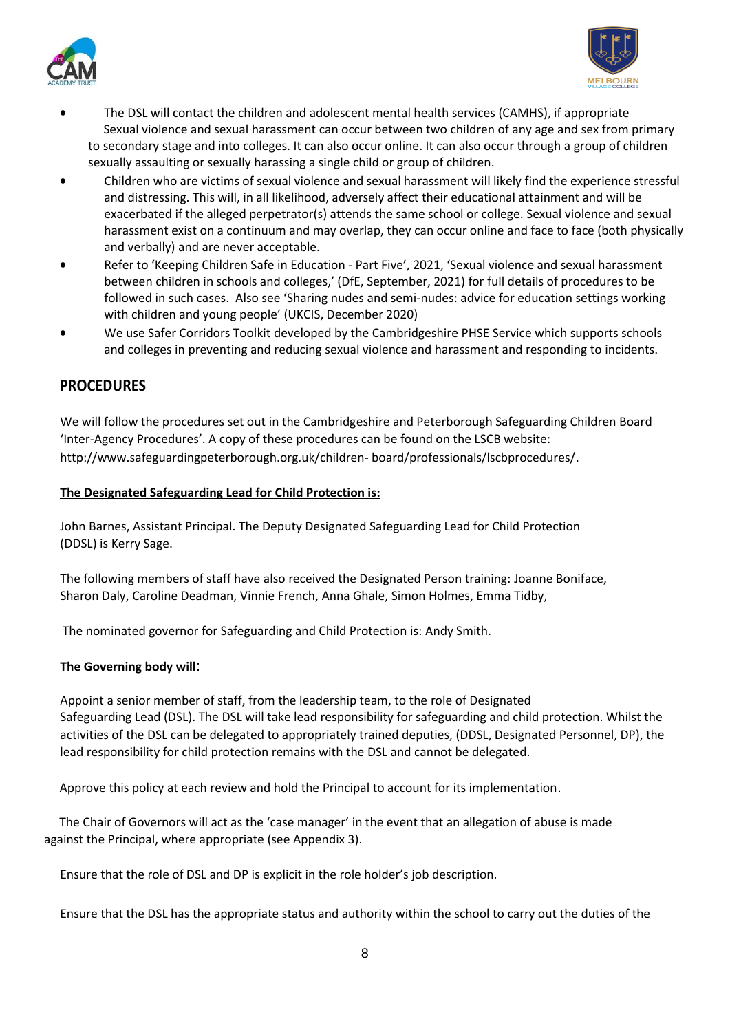- The DSL will contact the children and adolescent mental health services (CAMHS), if appropriate
  Sexual violence and sexual harassment can occur between two children of any age and sex from primary to secondary stage and into colleges. It can also occur online. It can also occur through a group of children sexually assaulting or sexually harassing a single child or group of children.
- Children who are victims of sexual violence and sexual harassment will likely find the experience stressful and distressing. This will, in all likelihood, adversely affect their educational attainment and will be exacerbated if the alleged perpetrator(s) attends the same school or college. Sexual violence and sexual harassment exist on a continuum and may overlap, they can occur online and face to face (both physically and verbally) and are never acceptable.
- Refer to 'Keeping Children Safe in Education - Part Five', 2021, 'Sexual violence and sexual harassment between children in schools and colleges,' (DfE, September, 2021) for full details of procedures to be followed in such cases. Also see 'Sharing nudes and semi-nudes: advice for education settings working with children and young people' (UKCIS, December 2020)
- We use Safer Corridors Toolkit developed by the Cambridgeshire PHSE Service which supports schools and colleges in preventing and reducing sexual violence and harassment and responding to incidents.

## PROCEDURES

We will follow the procedures set out in the Cambridgeshire and Peterborough Safeguarding Children Board 'Inter-Agency Procedures'. A copy of these procedures can be found on the LSCB website: http://www.safeguardingpeterborough.org.uk/children- board/professionals/lscbprocedures/.

**The Designated Safeguarding Lead for Child Protection is:**

John Barnes, Assistant Principal. The Deputy Designated Safeguarding Lead for Child Protection (DDSL) is Kerry Sage.

The following members of staff have also received the Designated Person training: Joanne Boniface, Sharon Daly, Caroline Deadman, Vinnie French, Anna Ghale, Simon Holmes, Emma Tidby,

The nominated governor for Safeguarding and Child Protection is: Andy Smith.

**The Governing body will**:

Appoint a senior member of staff, from the leadership team, to the role of Designated Safeguarding Lead (DSL). The DSL will take lead responsibility for safeguarding and child protection. Whilst the activities of the DSL can be delegated to appropriately trained deputies, (DDSL, Designated Personnel, DP), the lead responsibility for child protection remains with the DSL and cannot be delegated.

Approve this policy at each review and hold the Principal to account for its implementation.

The Chair of Governors will act as the 'case manager' in the event that an allegation of abuse is made against the Principal, where appropriate (see Appendix 3).

Ensure that the role of DSL and DP is explicit in the role holder's job description.

Ensure that the DSL has the appropriate status and authority within the school to carry out the duties of the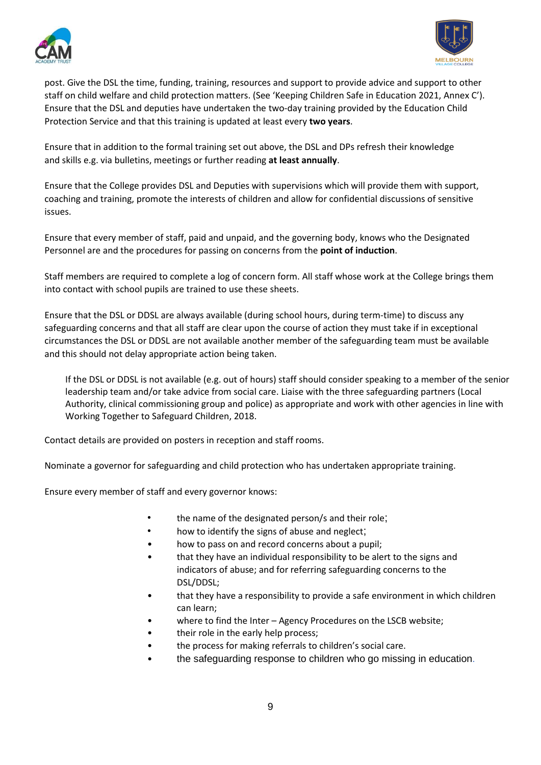post. Give the DSL the time, funding, training, resources and support to provide advice and support to other staff on child welfare and child protection matters. (See 'Keeping Children Safe in Education 2021, Annex C'). Ensure that the DSL and deputies have undertaken the two-day training provided by the Education Child Protection Service and that this training is updated at least every **two years**.

Ensure that in addition to the formal training set out above, the DSL and DPs refresh their knowledge and skills e.g. via bulletins, meetings or further reading **at least annually**.

Ensure that the College provides DSL and Deputies with supervisions which will provide them with support, coaching and training, promote the interests of children and allow for confidential discussions of sensitive issues.

Ensure that every member of staff, paid and unpaid, and the governing body, knows who the Designated Personnel are and the procedures for passing on concerns from the **point of induction**.

Staff members are required to complete a log of concern form. All staff whose work at the College brings them into contact with school pupils are trained to use these sheets.

Ensure that the DSL or DDSL are always available (during school hours, during term-time) to discuss any safeguarding concerns and that all staff are clear upon the course of action they must take if in exceptional circumstances the DSL or DDSL are not available another member of the safeguarding team must be available and this should not delay appropriate action being taken.

> If the DSL or DDSL is not available (e.g. out of hours) staff should consider speaking to a member of the senior leadership team and/or take advice from social care. Liaise with the three safeguarding partners (Local Authority, clinical commissioning group and police) as appropriate and work with other agencies in line with Working Together to Safeguard Children, 2018.

Contact details are provided on posters in reception and staff rooms.

Nominate a governor for safeguarding and child protection who has undertaken appropriate training.

Ensure every member of staff and every governor knows:

- the name of the designated person/s and their role;
- how to identify the signs of abuse and neglect;
- how to pass on and record concerns about a pupil;
- that they have an individual responsibility to be alert to the signs and indicators of abuse; and for referring safeguarding concerns to the DSL/DDSL;
- that they have a responsibility to provide a safe environment in which children can learn;
- where to find the Inter – Agency Procedures on the LSCB website;
- their role in the early help process;
- the process for making referrals to children's social care.
- the safeguarding response to children who go missing in education.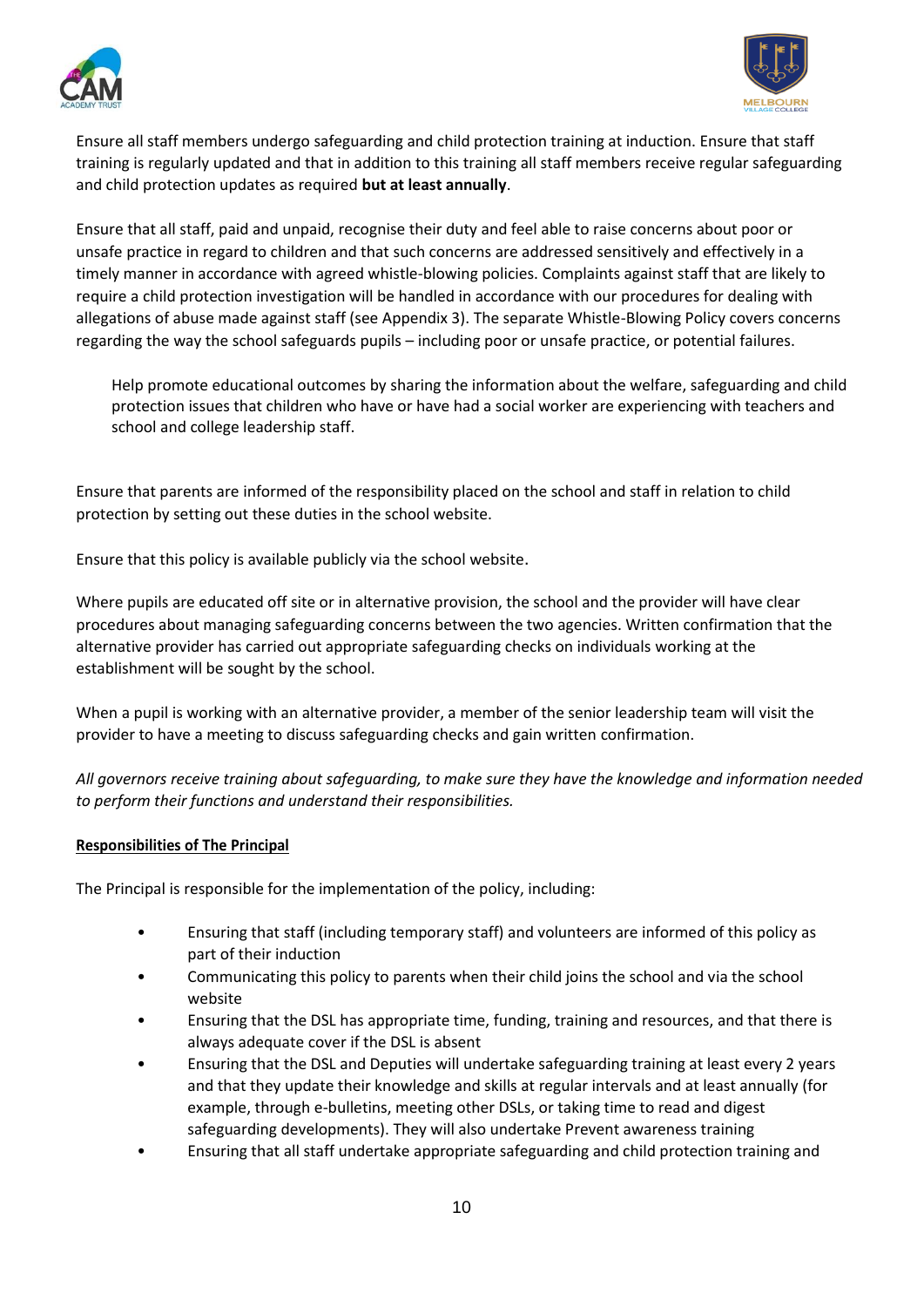Ensure all staff members undergo safeguarding and child protection training at induction. Ensure that staff training is regularly updated and that in addition to this training all staff members receive regular safeguarding and child protection updates as required **but at least annually**.

Ensure that all staff, paid and unpaid, recognise their duty and feel able to raise concerns about poor or unsafe practice in regard to children and that such concerns are addressed sensitively and effectively in a timely manner in accordance with agreed whistle-blowing policies. Complaints against staff that are likely to require a child protection investigation will be handled in accordance with our procedures for dealing with allegations of abuse made against staff (see Appendix 3). The separate Whistle-Blowing Policy covers concerns regarding the way the school safeguards pupils – including poor or unsafe practice, or potential failures.

Help promote educational outcomes by sharing the information about the welfare, safeguarding and child protection issues that children who have or have had a social worker are experiencing with teachers and school and college leadership staff.

Ensure that parents are informed of the responsibility placed on the school and staff in relation to child protection by setting out these duties in the school website.

Ensure that this policy is available publicly via the school website.

Where pupils are educated off site or in alternative provision, the school and the provider will have clear procedures about managing safeguarding concerns between the two agencies. Written confirmation that the alternative provider has carried out appropriate safeguarding checks on individuals working at the establishment will be sought by the school.

When a pupil is working with an alternative provider, a member of the senior leadership team will visit the provider to have a meeting to discuss safeguarding checks and gain written confirmation.

*All governors receive training about safeguarding, to make sure they have the knowledge and information needed to perform their functions and understand their responsibilities.*

**Responsibilities of The Principal**

The Principal is responsible for the implementation of the policy, including:

- Ensuring that staff (including temporary staff) and volunteers are informed of this policy as part of their induction
- Communicating this policy to parents when their child joins the school and via the school website
- Ensuring that the DSL has appropriate time, funding, training and resources, and that there is always adequate cover if the DSL is absent
- Ensuring that the DSL and Deputies will undertake safeguarding training at least every 2 years and that they update their knowledge and skills at regular intervals and at least annually (for example, through e-bulletins, meeting other DSLs, or taking time to read and digest safeguarding developments). They will also undertake Prevent awareness training
- Ensuring that all staff undertake appropriate safeguarding and child protection training and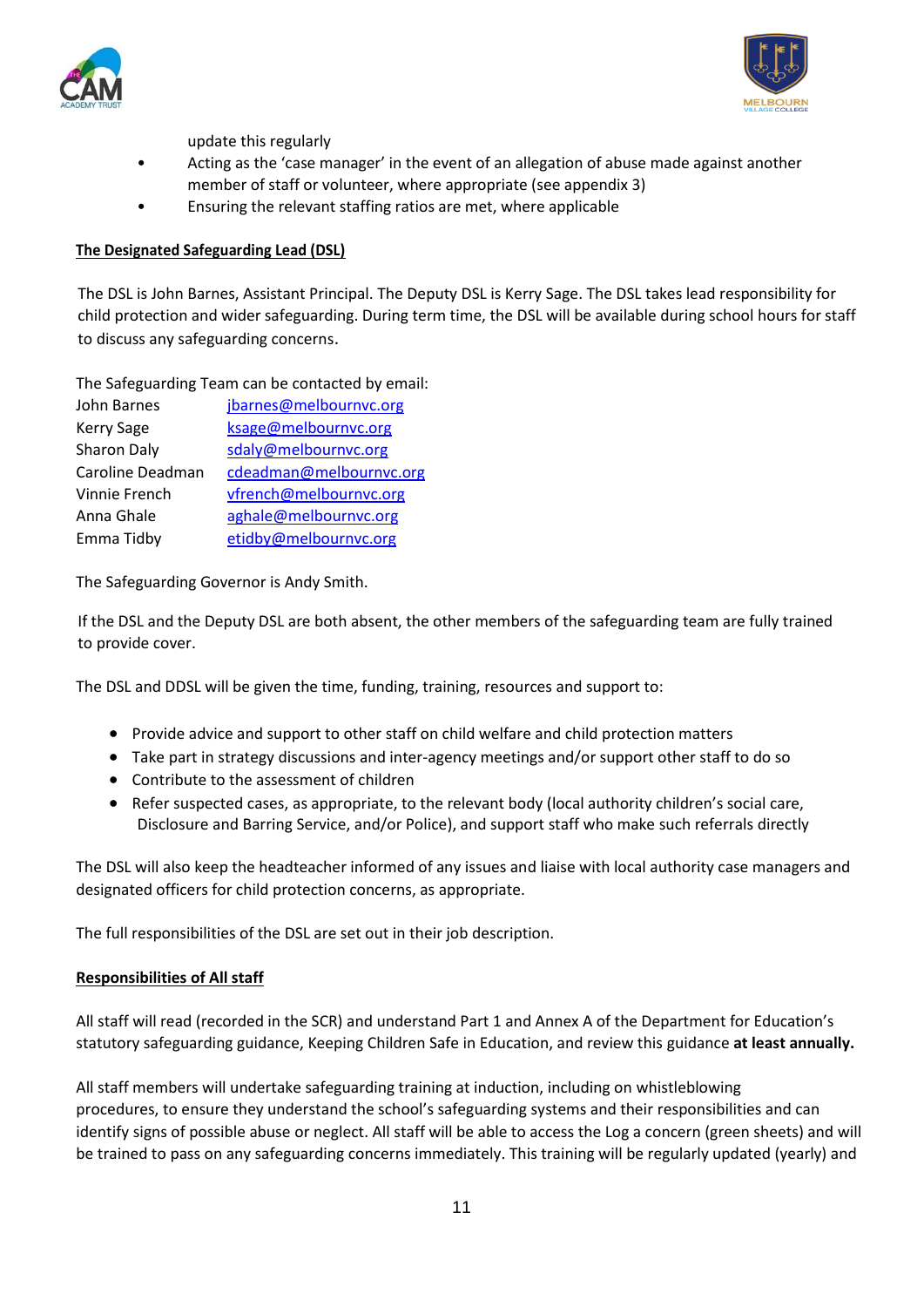update this regularly

- Acting as the 'case manager' in the event of an allegation of abuse made against another member of staff or volunteer, where appropriate (see appendix 3)
- Ensuring the relevant staffing ratios are met, where applicable

**The Designated Safeguarding Lead (DSL)**

The DSL is John Barnes, Assistant Principal. The Deputy DSL is Kerry Sage. The DSL takes lead responsibility for child protection and wider safeguarding. During term time, the DSL will be available during school hours for staff to discuss any safeguarding concerns.

The Safeguarding Team can be contacted by email:

| | |
|---|---|
| John Barnes | jbarnes@melbournvc.org |
| Kerry Sage | ksage@melbournvc.org |
| Sharon Daly | sdaly@melbournvc.org |
| Caroline Deadman | cdeadman@melbournvc.org |
| Vinnie French | vfrench@melbournvc.org |
| Anna Ghale | aghale@melbournvc.org |
| Emma Tidby | etidby@melbournvc.org |

The Safeguarding Governor is Andy Smith.

If the DSL and the Deputy DSL are both absent, the other members of the safeguarding team are fully trained to provide cover.

The DSL and DDSL will be given the time, funding, training, resources and support to:

- Provide advice and support to other staff on child welfare and child protection matters
- Take part in strategy discussions and inter-agency meetings and/or support other staff to do so
- Contribute to the assessment of children
- Refer suspected cases, as appropriate, to the relevant body (local authority children's social care, Disclosure and Barring Service, and/or Police), and support staff who make such referrals directly

The DSL will also keep the headteacher informed of any issues and liaise with local authority case managers and designated officers for child protection concerns, as appropriate.

The full responsibilities of the DSL are set out in their job description.

**Responsibilities of All staff**

All staff will read (recorded in the SCR) and understand Part 1 and Annex A of the Department for Education's statutory safeguarding guidance, Keeping Children Safe in Education, and review this guidance **at least annually.**

All staff members will undertake safeguarding training at induction, including on whistleblowing procedures, to ensure they understand the school's safeguarding systems and their responsibilities and can identify signs of possible abuse or neglect. All staff will be able to access the Log a concern (green sheets) and will be trained to pass on any safeguarding concerns immediately. This training will be regularly updated (yearly) and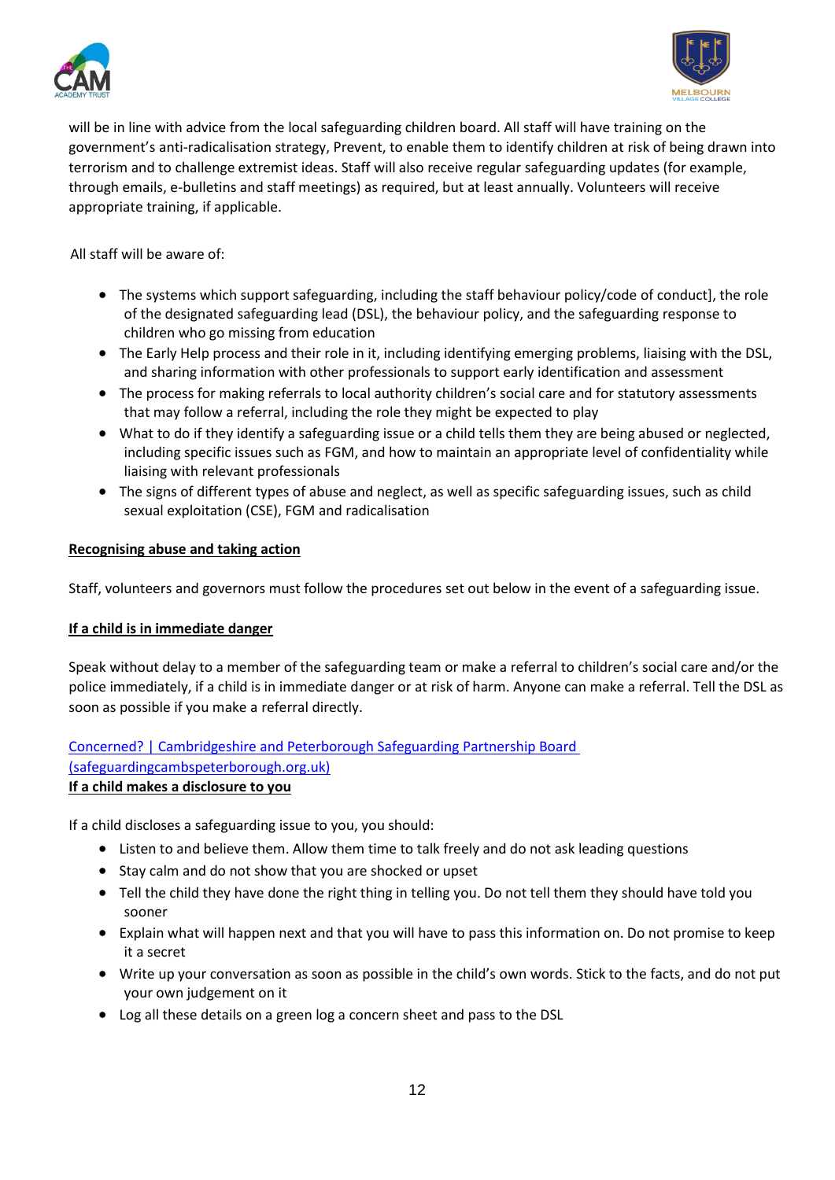will be in line with advice from the local safeguarding children board. All staff will have training on the government's anti-radicalisation strategy, Prevent, to enable them to identify children at risk of being drawn into terrorism and to challenge extremist ideas. Staff will also receive regular safeguarding updates (for example, through emails, e-bulletins and staff meetings) as required, but at least annually. Volunteers will receive appropriate training, if applicable.

All staff will be aware of:

- The systems which support safeguarding, including the staff behaviour policy/code of conduct], the role of the designated safeguarding lead (DSL), the behaviour policy, and the safeguarding response to children who go missing from education
- The Early Help process and their role in it, including identifying emerging problems, liaising with the DSL, and sharing information with other professionals to support early identification and assessment
- The process for making referrals to local authority children's social care and for statutory assessments that may follow a referral, including the role they might be expected to play
- What to do if they identify a safeguarding issue or a child tells them they are being abused or neglected, including specific issues such as FGM, and how to maintain an appropriate level of confidentiality while liaising with relevant professionals
- The signs of different types of abuse and neglect, as well as specific safeguarding issues, such as child sexual exploitation (CSE), FGM and radicalisation

**Recognising abuse and taking action**

Staff, volunteers and governors must follow the procedures set out below in the event of a safeguarding issue.

**If a child is in immediate danger**

Speak without delay to a member of the safeguarding team or make a referral to children's social care and/or the police immediately, if a child is in immediate danger or at risk of harm. Anyone can make a referral. Tell the DSL as soon as possible if you make a referral directly.

Concerned? | Cambridgeshire and Peterborough Safeguarding Partnership Board (safeguardingcambspeterborough.org.uk)

**If a child makes a disclosure to you**

If a child discloses a safeguarding issue to you, you should:

- Listen to and believe them. Allow them time to talk freely and do not ask leading questions
- Stay calm and do not show that you are shocked or upset
- Tell the child they have done the right thing in telling you. Do not tell them they should have told you sooner
- Explain what will happen next and that you will have to pass this information on. Do not promise to keep it a secret
- Write up your conversation as soon as possible in the child's own words. Stick to the facts, and do not put your own judgement on it
- Log all these details on a green log a concern sheet and pass to the DSL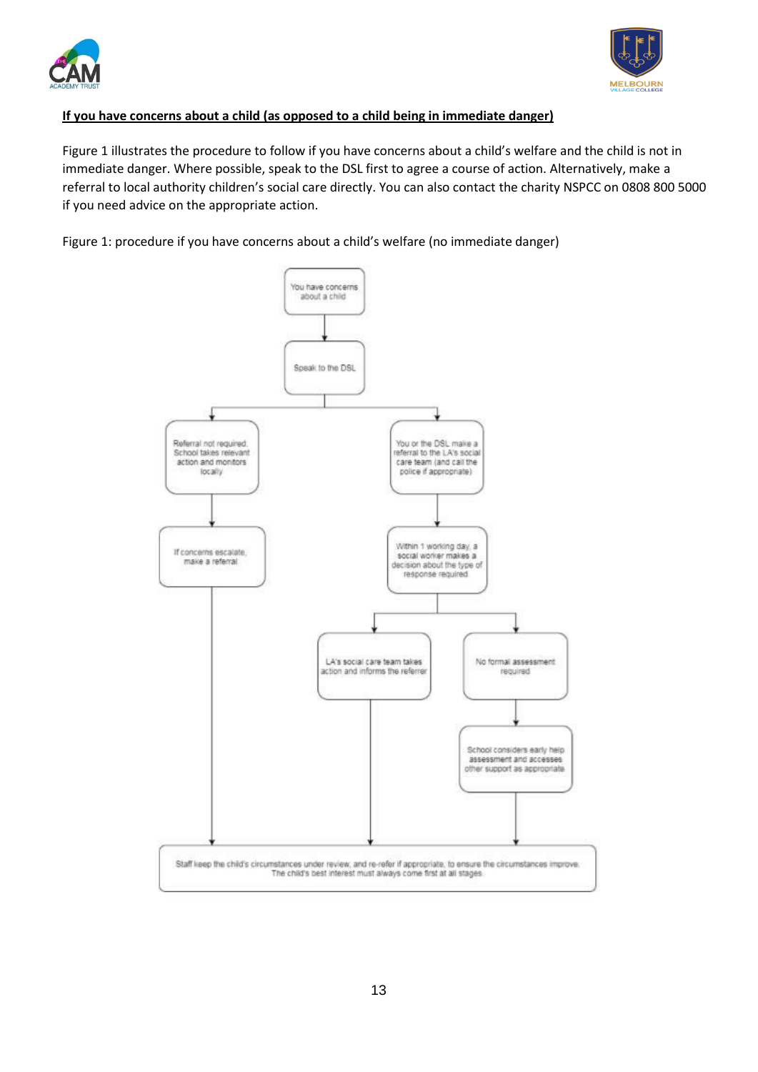**If you have concerns about a child (as opposed to a child being in immediate danger)**

Figure 1 illustrates the procedure to follow if you have concerns about a child's welfare and the child is not in immediate danger. Where possible, speak to the DSL first to agree a course of action. Alternatively, make a referral to local authority children's social care directly. You can also contact the charity NSPCC on 0808 800 5000 if you need advice on the appropriate action.

Figure 1: procedure if you have concerns about a child's welfare (no immediate danger)

- You have concerns about a child
  - Speak to the DSL
    - Referral not required. School takes relevant action and monitors locally
      - If concerns escalate, make a referral
        - Staff keep the child's circumstances under review, and re-refer if appropriate, to ensure the circumstances improve. The child's best interest must always come first at all stages.
    - You or the DSL make a referral to the LA's social care team (and call the police if appropriate)
      - Within 1 working day, a social worker makes a decision about the type of response required
        - LA's social care team takes action and informs the referrer
          - Staff keep the child's circumstances under review, and re-refer if appropriate, to ensure the circumstances improve. The child's best interest must always come first at all stages.
        - No formal assessment required
          - School considers early help assessment and accesses other support as appropriate
            - Staff keep the child's circumstances under review, and re-refer if appropriate, to ensure the circumstances improve. The child's best interest must always come first at all stages.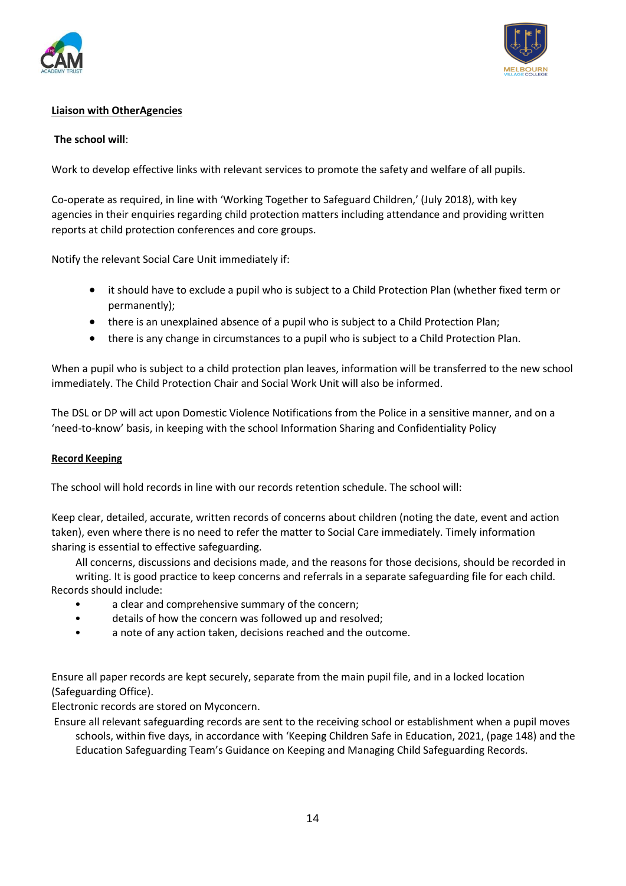**Liaison with OtherAgencies**

**The school will**:

Work to develop effective links with relevant services to promote the safety and welfare of all pupils.

Co-operate as required, in line with 'Working Together to Safeguard Children,' (July 2018), with key agencies in their enquiries regarding child protection matters including attendance and providing written reports at child protection conferences and core groups.

Notify the relevant Social Care Unit immediately if:

- it should have to exclude a pupil who is subject to a Child Protection Plan (whether fixed term or permanently);
- there is an unexplained absence of a pupil who is subject to a Child Protection Plan;
- there is any change in circumstances to a pupil who is subject to a Child Protection Plan.

When a pupil who is subject to a child protection plan leaves, information will be transferred to the new school immediately. The Child Protection Chair and Social Work Unit will also be informed.

The DSL or DP will act upon Domestic Violence Notifications from the Police in a sensitive manner, and on a 'need-to-know' basis, in keeping with the school Information Sharing and Confidentiality Policy

**Record Keeping**

The school will hold records in line with our records retention schedule. The school will:

Keep clear, detailed, accurate, written records of concerns about children (noting the date, event and action taken), even where there is no need to refer the matter to Social Care immediately. Timely information sharing is essential to effective safeguarding.

All concerns, discussions and decisions made, and the reasons for those decisions, should be recorded in writing. It is good practice to keep concerns and referrals in a separate safeguarding file for each child.

Records should include:

- a clear and comprehensive summary of the concern;
- details of how the concern was followed up and resolved;
- a note of any action taken, decisions reached and the outcome.

Ensure all paper records are kept securely, separate from the main pupil file, and in a locked location (Safeguarding Office).

Electronic records are stored on Myconcern.

Ensure all relevant safeguarding records are sent to the receiving school or establishment when a pupil moves schools, within five days, in accordance with 'Keeping Children Safe in Education, 2021, (page 148) and the Education Safeguarding Team's Guidance on Keeping and Managing Child Safeguarding Records.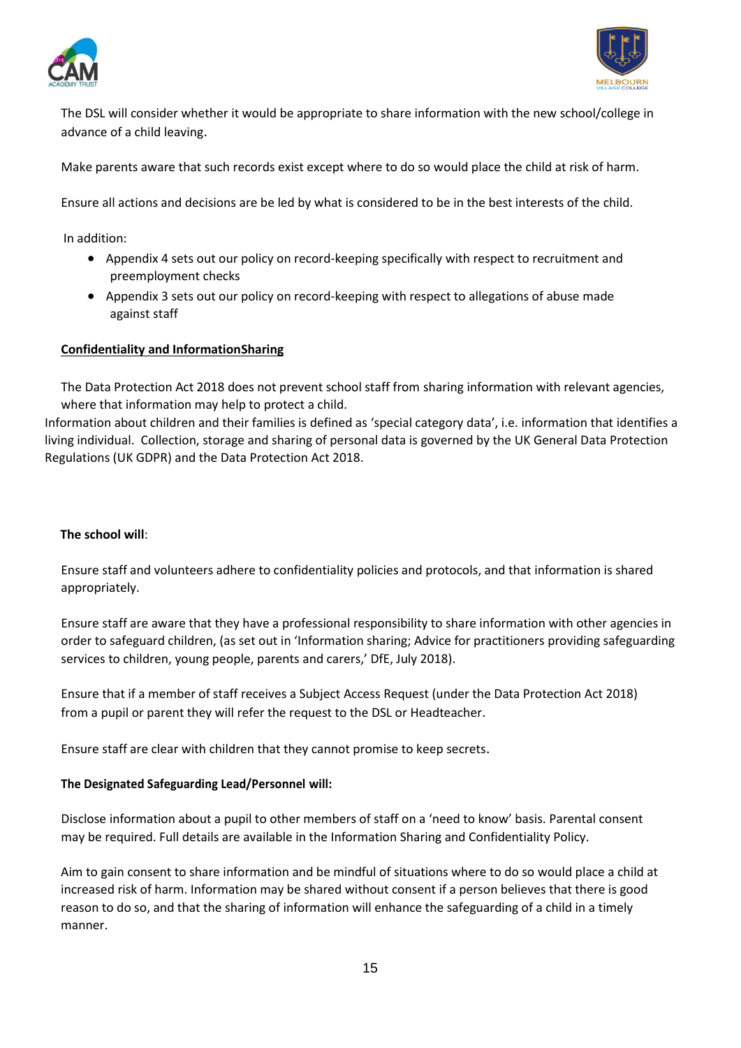The DSL will consider whether it would be appropriate to share information with the new school/college in advance of a child leaving.

Make parents aware that such records exist except where to do so would place the child at risk of harm.

Ensure all actions and decisions are be led by what is considered to be in the best interests of the child.

In addition:

- Appendix 4 sets out our policy on record-keeping specifically with respect to recruitment and preemployment checks
- Appendix 3 sets out our policy on record-keeping with respect to allegations of abuse made against staff

**Confidentiality and InformationSharing**

The Data Protection Act 2018 does not prevent school staff from sharing information with relevant agencies, where that information may help to protect a child.

Information about children and their families is defined as 'special category data', i.e. information that identifies a living individual. Collection, storage and sharing of personal data is governed by the UK General Data Protection Regulations (UK GDPR) and the Data Protection Act 2018.

**The school will**:

Ensure staff and volunteers adhere to confidentiality policies and protocols, and that information is shared appropriately.

Ensure staff are aware that they have a professional responsibility to share information with other agencies in order to safeguard children, (as set out in 'Information sharing; Advice for practitioners providing safeguarding services to children, young people, parents and carers,' DfE, July 2018).

Ensure that if a member of staff receives a Subject Access Request (under the Data Protection Act 2018) from a pupil or parent they will refer the request to the DSL or Headteacher.

Ensure staff are clear with children that they cannot promise to keep secrets.

**The Designated Safeguarding Lead/Personnel will:**

Disclose information about a pupil to other members of staff on a 'need to know' basis. Parental consent may be required. Full details are available in the Information Sharing and Confidentiality Policy.

Aim to gain consent to share information and be mindful of situations where to do so would place a child at increased risk of harm. Information may be shared without consent if a person believes that there is good reason to do so, and that the sharing of information will enhance the safeguarding of a child in a timely manner.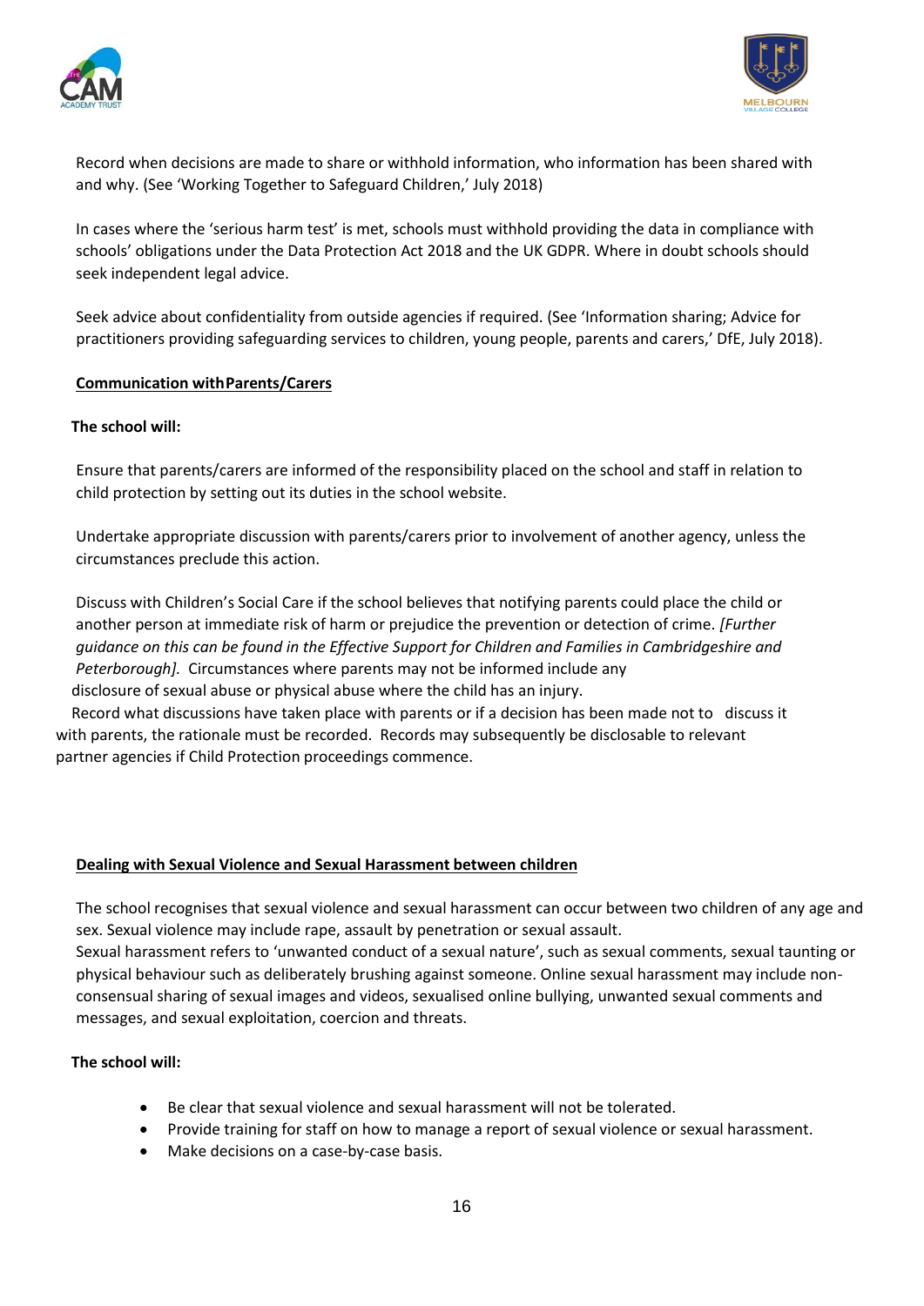Record when decisions are made to share or withhold information, who information has been shared with and why. (See 'Working Together to Safeguard Children,' July 2018)

In cases where the 'serious harm test' is met, schools must withhold providing the data in compliance with schools' obligations under the Data Protection Act 2018 and the UK GDPR. Where in doubt schools should seek independent legal advice.

Seek advice about confidentiality from outside agencies if required. (See 'Information sharing; Advice for practitioners providing safeguarding services to children, young people, parents and carers,' DfE, July 2018).

**<u>Communication with Parents/Carers</u>**

**The school will:**

Ensure that parents/carers are informed of the responsibility placed on the school and staff in relation to child protection by setting out its duties in the school website.

Undertake appropriate discussion with parents/carers prior to involvement of another agency, unless the circumstances preclude this action.

Discuss with Children's Social Care if the school believes that notifying parents could place the child or another person at immediate risk of harm or prejudice the prevention or detection of crime. *[Further guidance on this can be found in the Effective Support for Children and Families in Cambridgeshire and Peterborough].* Circumstances where parents may not be informed include any disclosure of sexual abuse or physical abuse where the child has an injury.

Record what discussions have taken place with parents or if a decision has been made not to discuss it with parents, the rationale must be recorded. Records may subsequently be disclosable to relevant partner agencies if Child Protection proceedings commence.

**<u>Dealing with Sexual Violence and Sexual Harassment between children</u>**

The school recognises that sexual violence and sexual harassment can occur between two children of any age and sex. Sexual violence may include rape, assault by penetration or sexual assault.
Sexual harassment refers to 'unwanted conduct of a sexual nature', such as sexual comments, sexual taunting or physical behaviour such as deliberately brushing against someone. Online sexual harassment may include non-consensual sharing of sexual images and videos, sexualised online bullying, unwanted sexual comments and messages, and sexual exploitation, coercion and threats.

**The school will:**

- Be clear that sexual violence and sexual harassment will not be tolerated.
- Provide training for staff on how to manage a report of sexual violence or sexual harassment.
- Make decisions on a case-by-case basis.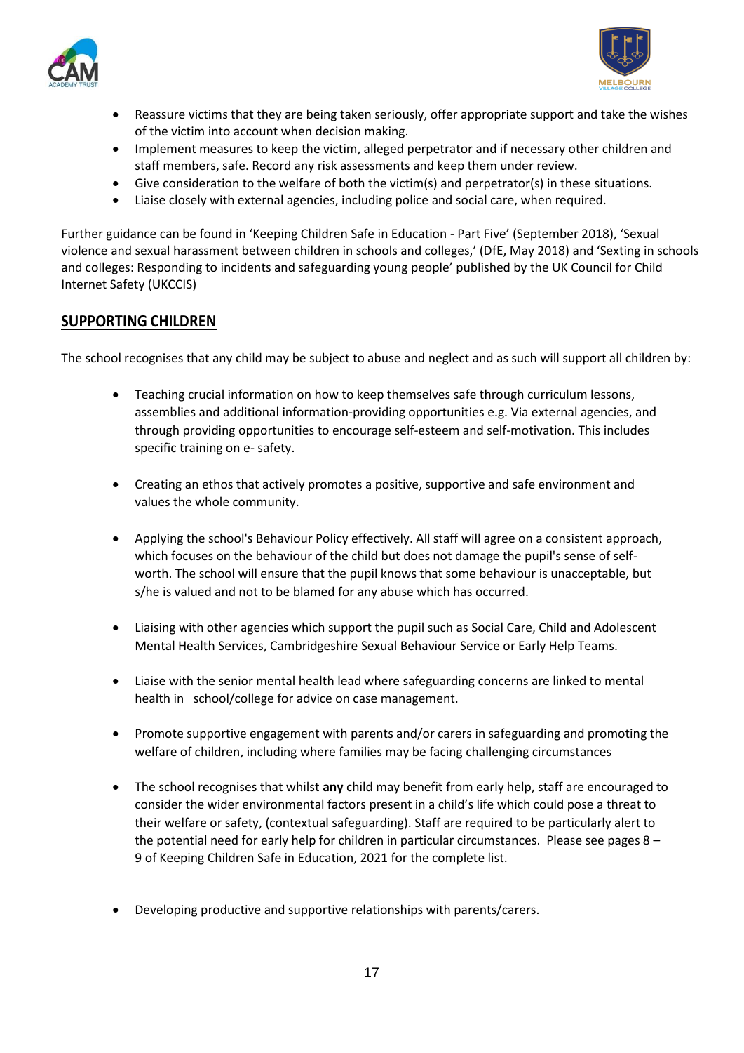- Reassure victims that they are being taken seriously, offer appropriate support and take the wishes of the victim into account when decision making.
- Implement measures to keep the victim, alleged perpetrator and if necessary other children and staff members, safe. Record any risk assessments and keep them under review.
- Give consideration to the welfare of both the victim(s) and perpetrator(s) in these situations.
- Liaise closely with external agencies, including police and social care, when required.

Further guidance can be found in 'Keeping Children Safe in Education - Part Five' (September 2018), 'Sexual violence and sexual harassment between children in schools and colleges,' (DfE, May 2018) and 'Sexting in schools and colleges: Responding to incidents and safeguarding young people' published by the UK Council for Child Internet Safety (UKCCIS)

## SUPPORTING CHILDREN

The school recognises that any child may be subject to abuse and neglect and as such will support all children by:

- Teaching crucial information on how to keep themselves safe through curriculum lessons, assemblies and additional information-providing opportunities e.g. Via external agencies, and through providing opportunities to encourage self-esteem and self-motivation. This includes specific training on e- safety.

- Creating an ethos that actively promotes a positive, supportive and safe environment and values the whole community.

- Applying the school's Behaviour Policy effectively. All staff will agree on a consistent approach, which focuses on the behaviour of the child but does not damage the pupil's sense of self-worth. The school will ensure that the pupil knows that some behaviour is unacceptable, but s/he is valued and not to be blamed for any abuse which has occurred.

- Liaising with other agencies which support the pupil such as Social Care, Child and Adolescent Mental Health Services, Cambridgeshire Sexual Behaviour Service or Early Help Teams.

- Liaise with the senior mental health lead where safeguarding concerns are linked to mental health in school/college for advice on case management.

- Promote supportive engagement with parents and/or carers in safeguarding and promoting the welfare of children, including where families may be facing challenging circumstances

- The school recognises that whilst **any** child may benefit from early help, staff are encouraged to consider the wider environmental factors present in a child's life which could pose a threat to their welfare or safety, (contextual safeguarding). Staff are required to be particularly alert to the potential need for early help for children in particular circumstances. Please see pages 8 – 9 of Keeping Children Safe in Education, 2021 for the complete list.

- Developing productive and supportive relationships with parents/carers.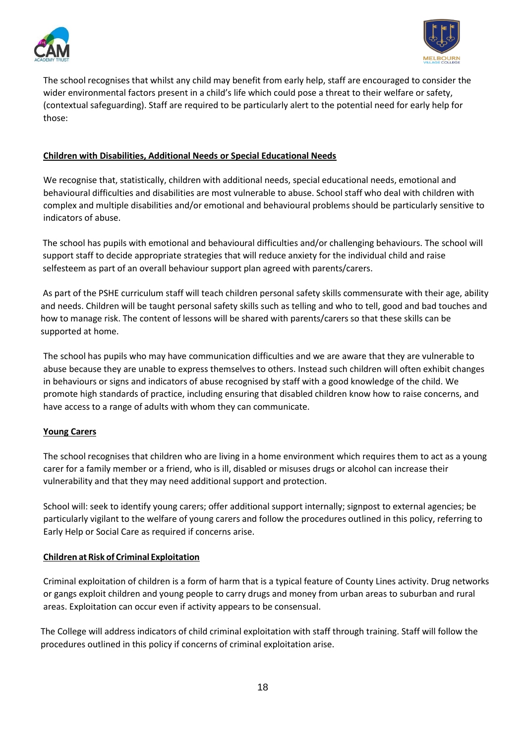The school recognises that whilst any child may benefit from early help, staff are encouraged to consider the wider environmental factors present in a child's life which could pose a threat to their welfare or safety, (contextual safeguarding). Staff are required to be particularly alert to the potential need for early help for those:

**Children with Disabilities, Additional Needs or Special Educational Needs**

We recognise that, statistically, children with additional needs, special educational needs, emotional and behavioural difficulties and disabilities are most vulnerable to abuse. School staff who deal with children with complex and multiple disabilities and/or emotional and behavioural problems should be particularly sensitive to indicators of abuse.

The school has pupils with emotional and behavioural difficulties and/or challenging behaviours. The school will support staff to decide appropriate strategies that will reduce anxiety for the individual child and raise selfesteem as part of an overall behaviour support plan agreed with parents/carers.

As part of the PSHE curriculum staff will teach children personal safety skills commensurate with their age, ability and needs. Children will be taught personal safety skills such as telling and who to tell, good and bad touches and how to manage risk. The content of lessons will be shared with parents/carers so that these skills can be supported at home.

The school has pupils who may have communication difficulties and we are aware that they are vulnerable to abuse because they are unable to express themselves to others. Instead such children will often exhibit changes in behaviours or signs and indicators of abuse recognised by staff with a good knowledge of the child. We promote high standards of practice, including ensuring that disabled children know how to raise concerns, and have access to a range of adults with whom they can communicate.

**Young Carers**

The school recognises that children who are living in a home environment which requires them to act as a young carer for a family member or a friend, who is ill, disabled or misuses drugs or alcohol can increase their vulnerability and that they may need additional support and protection.

School will: seek to identify young carers; offer additional support internally; signpost to external agencies; be particularly vigilant to the welfare of young carers and follow the procedures outlined in this policy, referring to Early Help or Social Care as required if concerns arise.

**Children at Risk of Criminal Exploitation**

Criminal exploitation of children is a form of harm that is a typical feature of County Lines activity. Drug networks or gangs exploit children and young people to carry drugs and money from urban areas to suburban and rural areas. Exploitation can occur even if activity appears to be consensual.

The College will address indicators of child criminal exploitation with staff through training. Staff will follow the procedures outlined in this policy if concerns of criminal exploitation arise.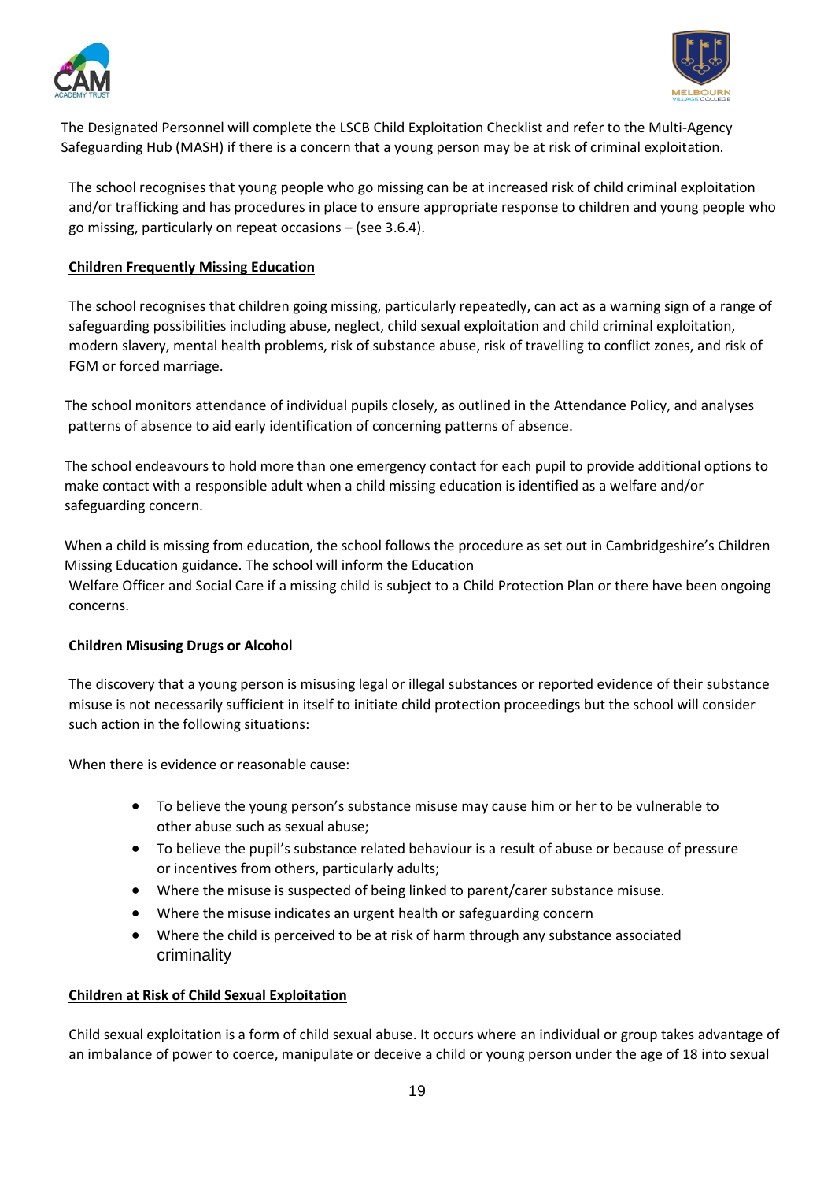The Designated Personnel will complete the LSCB Child Exploitation Checklist and refer to the Multi-Agency Safeguarding Hub (MASH) if there is a concern that a young person may be at risk of criminal exploitation.

The school recognises that young people who go missing can be at increased risk of child criminal exploitation and/or trafficking and has procedures in place to ensure appropriate response to children and young people who go missing, particularly on repeat occasions – (see 3.6.4).

**Children Frequently Missing Education**

The school recognises that children going missing, particularly repeatedly, can act as a warning sign of a range of safeguarding possibilities including abuse, neglect, child sexual exploitation and child criminal exploitation, modern slavery, mental health problems, risk of substance abuse, risk of travelling to conflict zones, and risk of FGM or forced marriage.

The school monitors attendance of individual pupils closely, as outlined in the Attendance Policy, and analyses patterns of absence to aid early identification of concerning patterns of absence.

The school endeavours to hold more than one emergency contact for each pupil to provide additional options to make contact with a responsible adult when a child missing education is identified as a welfare and/or safeguarding concern.

When a child is missing from education, the school follows the procedure as set out in Cambridgeshire's Children Missing Education guidance. The school will inform the Education Welfare Officer and Social Care if a missing child is subject to a Child Protection Plan or there have been ongoing concerns.

**Children Misusing Drugs or Alcohol**

The discovery that a young person is misusing legal or illegal substances or reported evidence of their substance misuse is not necessarily sufficient in itself to initiate child protection proceedings but the school will consider such action in the following situations:

When there is evidence or reasonable cause:

- To believe the young person's substance misuse may cause him or her to be vulnerable to other abuse such as sexual abuse;
- To believe the pupil's substance related behaviour is a result of abuse or because of pressure or incentives from others, particularly adults;
- Where the misuse is suspected of being linked to parent/carer substance misuse.
- Where the misuse indicates an urgent health or safeguarding concern
- Where the child is perceived to be at risk of harm through any substance associated criminality

**Children at Risk of Child Sexual Exploitation**

Child sexual exploitation is a form of child sexual abuse. It occurs where an individual or group takes advantage of an imbalance of power to coerce, manipulate or deceive a child or young person under the age of 18 into sexual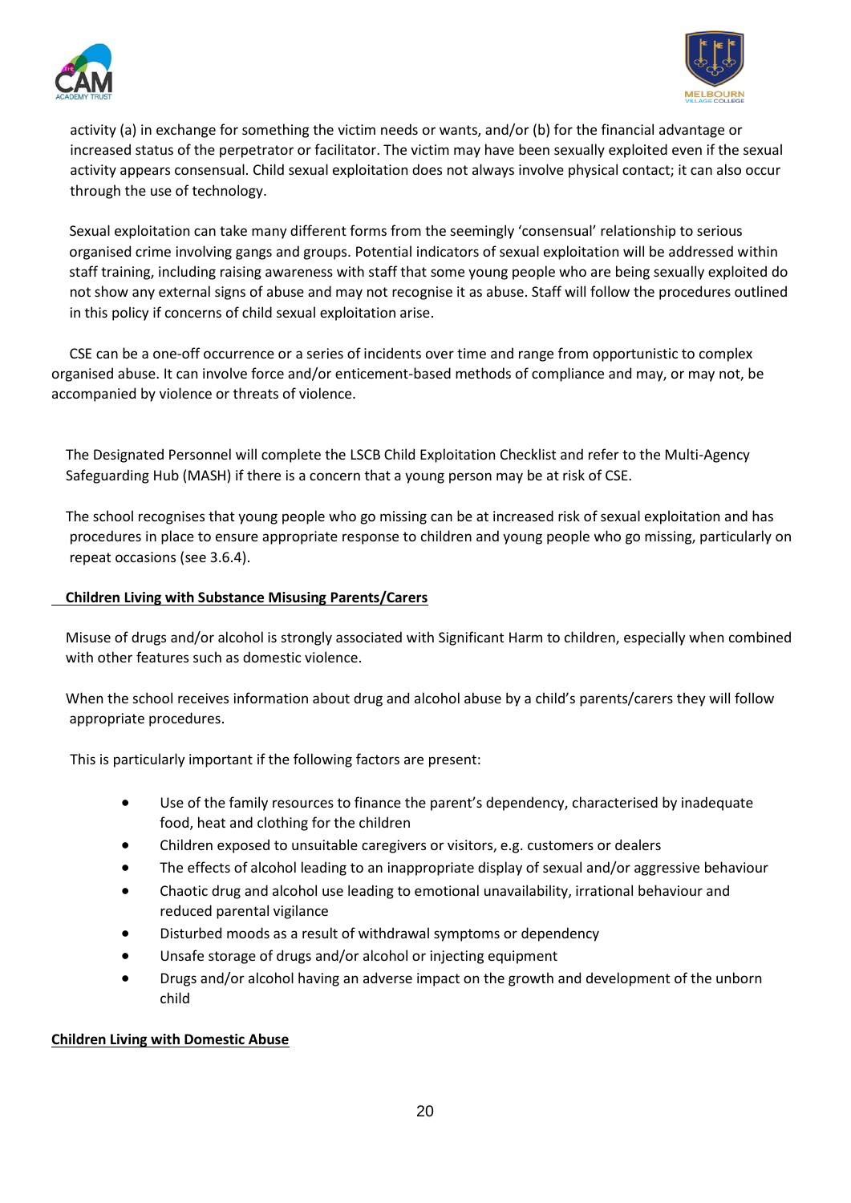activity (a) in exchange for something the victim needs or wants, and/or (b) for the financial advantage or increased status of the perpetrator or facilitator. The victim may have been sexually exploited even if the sexual activity appears consensual. Child sexual exploitation does not always involve physical contact; it can also occur through the use of technology.

Sexual exploitation can take many different forms from the seemingly 'consensual' relationship to serious organised crime involving gangs and groups. Potential indicators of sexual exploitation will be addressed within staff training, including raising awareness with staff that some young people who are being sexually exploited do not show any external signs of abuse and may not recognise it as abuse. Staff will follow the procedures outlined in this policy if concerns of child sexual exploitation arise.

CSE can be a one-off occurrence or a series of incidents over time and range from opportunistic to complex organised abuse. It can involve force and/or enticement-based methods of compliance and may, or may not, be accompanied by violence or threats of violence.

The Designated Personnel will complete the LSCB Child Exploitation Checklist and refer to the Multi-Agency Safeguarding Hub (MASH) if there is a concern that a young person may be at risk of CSE.

The school recognises that young people who go missing can be at increased risk of sexual exploitation and has procedures in place to ensure appropriate response to children and young people who go missing, particularly on repeat occasions (see 3.6.4).

**Children Living with Substance Misusing Parents/Carers**

Misuse of drugs and/or alcohol is strongly associated with Significant Harm to children, especially when combined with other features such as domestic violence.

When the school receives information about drug and alcohol abuse by a child's parents/carers they will follow appropriate procedures.

This is particularly important if the following factors are present:

- Use of the family resources to finance the parent's dependency, characterised by inadequate food, heat and clothing for the children
- Children exposed to unsuitable caregivers or visitors, e.g. customers or dealers
- The effects of alcohol leading to an inappropriate display of sexual and/or aggressive behaviour
- Chaotic drug and alcohol use leading to emotional unavailability, irrational behaviour and reduced parental vigilance
- Disturbed moods as a result of withdrawal symptoms or dependency
- Unsafe storage of drugs and/or alcohol or injecting equipment
- Drugs and/or alcohol having an adverse impact on the growth and development of the unborn child

**Children Living with Domestic Abuse**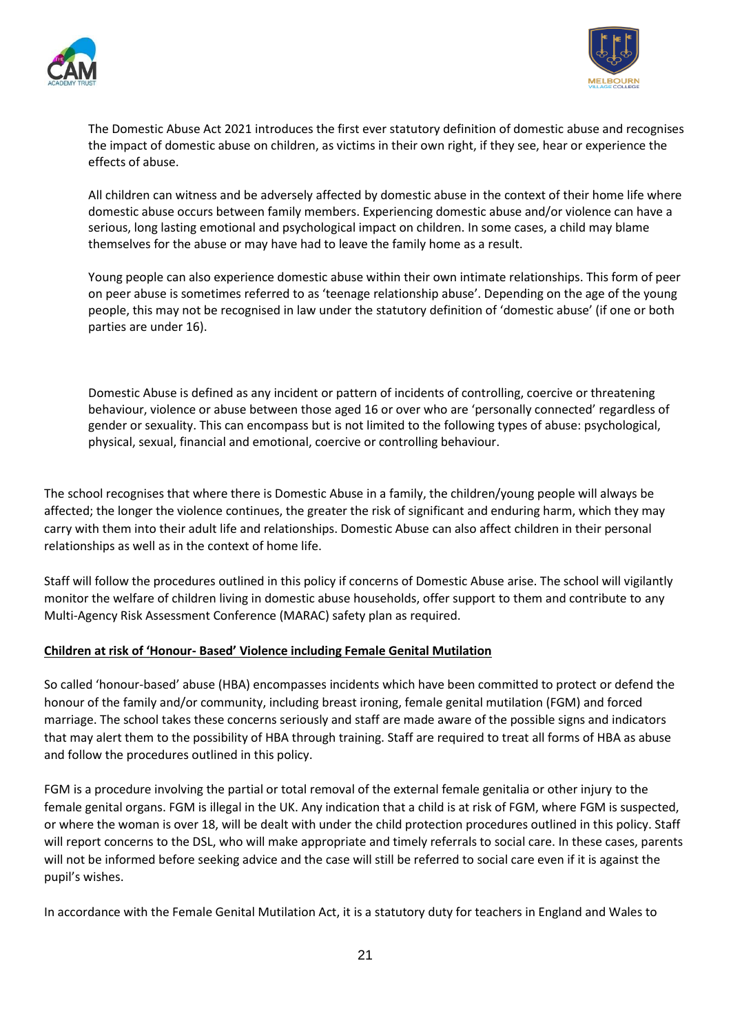The Domestic Abuse Act 2021 introduces the first ever statutory definition of domestic abuse and recognises the impact of domestic abuse on children, as victims in their own right, if they see, hear or experience the effects of abuse.

All children can witness and be adversely affected by domestic abuse in the context of their home life where domestic abuse occurs between family members. Experiencing domestic abuse and/or violence can have a serious, long lasting emotional and psychological impact on children. In some cases, a child may blame themselves for the abuse or may have had to leave the family home as a result.

Young people can also experience domestic abuse within their own intimate relationships. This form of peer on peer abuse is sometimes referred to as 'teenage relationship abuse'. Depending on the age of the young people, this may not be recognised in law under the statutory definition of 'domestic abuse' (if one or both parties are under 16).

Domestic Abuse is defined as any incident or pattern of incidents of controlling, coercive or threatening behaviour, violence or abuse between those aged 16 or over who are 'personally connected' regardless of gender or sexuality. This can encompass but is not limited to the following types of abuse: psychological, physical, sexual, financial and emotional, coercive or controlling behaviour.

The school recognises that where there is Domestic Abuse in a family, the children/young people will always be affected; the longer the violence continues, the greater the risk of significant and enduring harm, which they may carry with them into their adult life and relationships. Domestic Abuse can also affect children in their personal relationships as well as in the context of home life.

Staff will follow the procedures outlined in this policy if concerns of Domestic Abuse arise. The school will vigilantly monitor the welfare of children living in domestic abuse households, offer support to them and contribute to any Multi-Agency Risk Assessment Conference (MARAC) safety plan as required.

**Children at risk of 'Honour- Based' Violence including Female Genital Mutilation**

So called 'honour-based' abuse (HBA) encompasses incidents which have been committed to protect or defend the honour of the family and/or community, including breast ironing, female genital mutilation (FGM) and forced marriage. The school takes these concerns seriously and staff are made aware of the possible signs and indicators that may alert them to the possibility of HBA through training. Staff are required to treat all forms of HBA as abuse and follow the procedures outlined in this policy.

FGM is a procedure involving the partial or total removal of the external female genitalia or other injury to the female genital organs. FGM is illegal in the UK. Any indication that a child is at risk of FGM, where FGM is suspected, or where the woman is over 18, will be dealt with under the child protection procedures outlined in this policy. Staff will report concerns to the DSL, who will make appropriate and timely referrals to social care. In these cases, parents will not be informed before seeking advice and the case will still be referred to social care even if it is against the pupil's wishes.

In accordance with the Female Genital Mutilation Act, it is a statutory duty for teachers in England and Wales to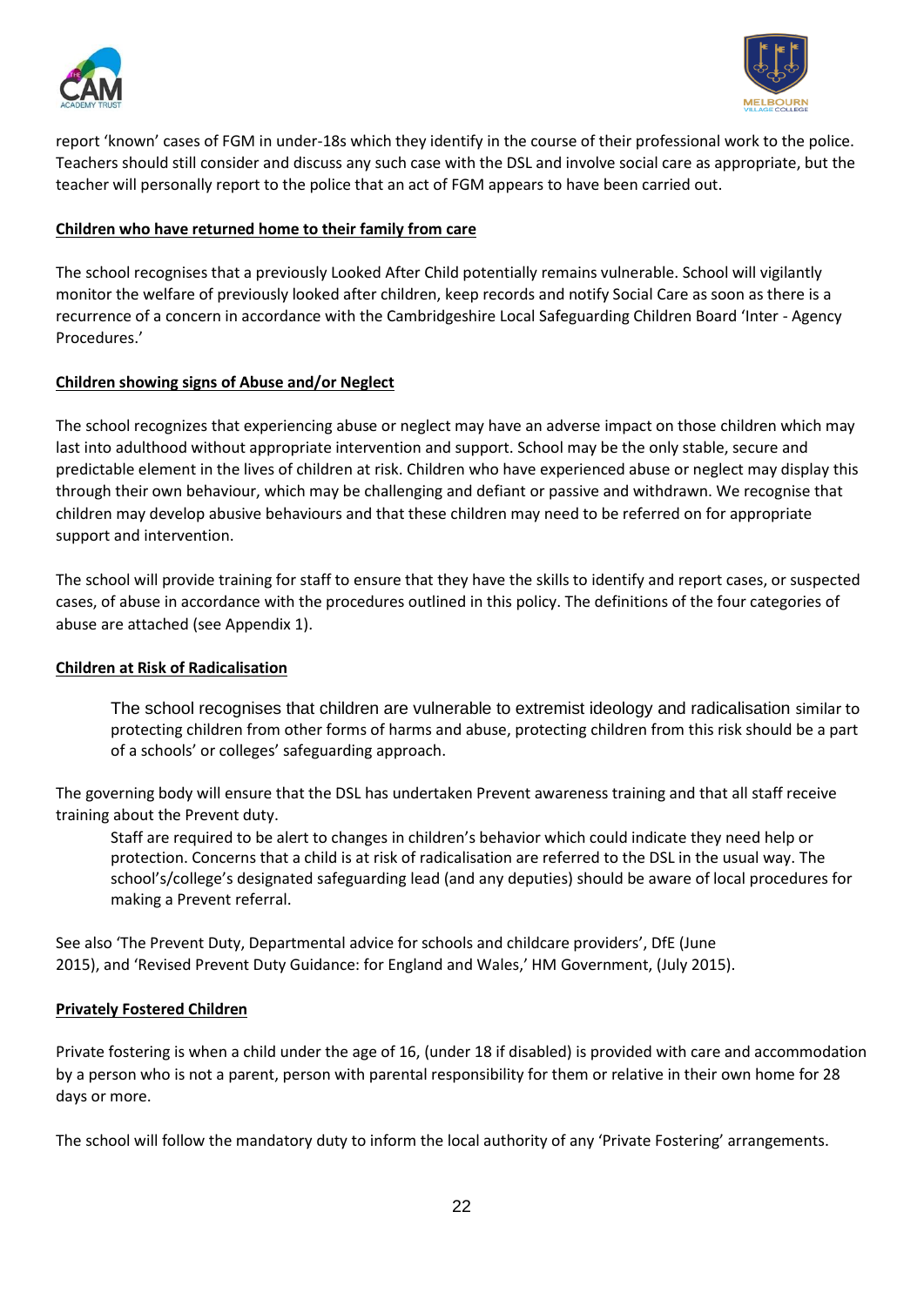report 'known' cases of FGM in under-18s which they identify in the course of their professional work to the police. Teachers should still consider and discuss any such case with the DSL and involve social care as appropriate, but the teacher will personally report to the police that an act of FGM appears to have been carried out.

**Children who have returned home to their family from care**

The school recognises that a previously Looked After Child potentially remains vulnerable. School will vigilantly monitor the welfare of previously looked after children, keep records and notify Social Care as soon as there is a recurrence of a concern in accordance with the Cambridgeshire Local Safeguarding Children Board 'Inter - Agency Procedures.'

**Children showing signs of Abuse and/or Neglect**

The school recognizes that experiencing abuse or neglect may have an adverse impact on those children which may last into adulthood without appropriate intervention and support. School may be the only stable, secure and predictable element in the lives of children at risk. Children who have experienced abuse or neglect may display this through their own behaviour, which may be challenging and defiant or passive and withdrawn. We recognise that children may develop abusive behaviours and that these children may need to be referred on for appropriate support and intervention.

The school will provide training for staff to ensure that they have the skills to identify and report cases, or suspected cases, of abuse in accordance with the procedures outlined in this policy. The definitions of the four categories of abuse are attached (see Appendix 1).

**Children at Risk of Radicalisation**

> The school recognises that children are vulnerable to extremist ideology and radicalisation similar to protecting children from other forms of harms and abuse, protecting children from this risk should be a part of a schools' or colleges' safeguarding approach.

The governing body will ensure that the DSL has undertaken Prevent awareness training and that all staff receive training about the Prevent duty.

> Staff are required to be alert to changes in children's behavior which could indicate they need help or protection. Concerns that a child is at risk of radicalisation are referred to the DSL in the usual way. The school's/college's designated safeguarding lead (and any deputies) should be aware of local procedures for making a Prevent referral.

See also 'The Prevent Duty, Departmental advice for schools and childcare providers', DfE (June 2015), and 'Revised Prevent Duty Guidance: for England and Wales,' HM Government, (July 2015).

**Privately Fostered Children**

Private fostering is when a child under the age of 16, (under 18 if disabled) is provided with care and accommodation by a person who is not a parent, person with parental responsibility for them or relative in their own home for 28 days or more.

The school will follow the mandatory duty to inform the local authority of any 'Private Fostering' arrangements.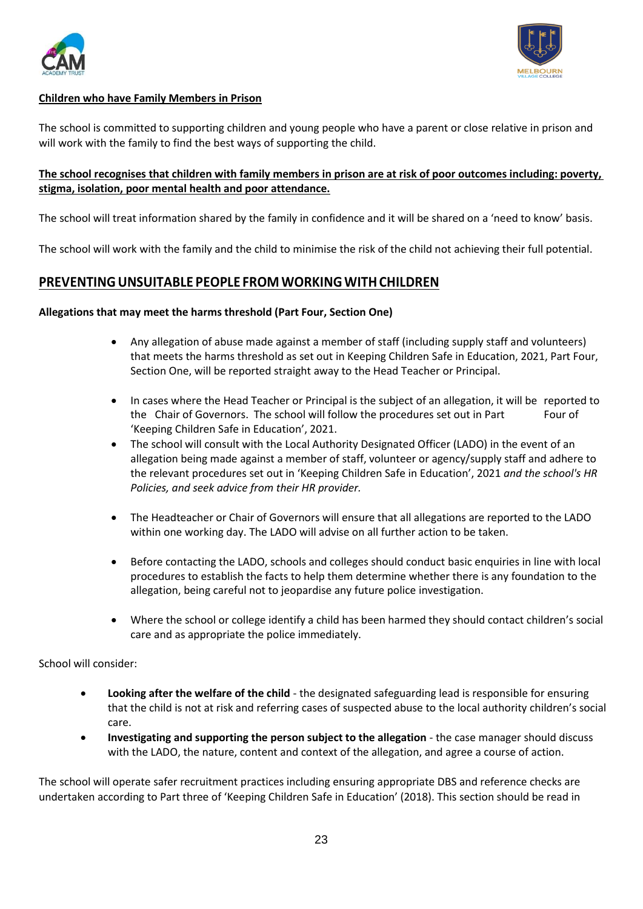**Children who have Family Members in Prison**

The school is committed to supporting children and young people who have a parent or close relative in prison and will work with the family to find the best ways of supporting the child.

**The school recognises that children with family members in prison are at risk of poor outcomes including: poverty, stigma, isolation, poor mental health and poor attendance.**

The school will treat information shared by the family in confidence and it will be shared on a 'need to know' basis.

The school will work with the family and the child to minimise the risk of the child not achieving their full potential.

## PREVENTING UNSUITABLE PEOPLE FROM WORKING WITH CHILDREN

**Allegations that may meet the harms threshold (Part Four, Section One)**

- Any allegation of abuse made against a member of staff (including supply staff and volunteers) that meets the harms threshold as set out in Keeping Children Safe in Education, 2021, Part Four, Section One, will be reported straight away to the Head Teacher or Principal.
- In cases where the Head Teacher or Principal is the subject of an allegation, it will be reported to the Chair of Governors. The school will follow the procedures set out in Part Four of 'Keeping Children Safe in Education', 2021.
- The school will consult with the Local Authority Designated Officer (LADO) in the event of an allegation being made against a member of staff, volunteer or agency/supply staff and adhere to the relevant procedures set out in 'Keeping Children Safe in Education', 2021 *and the school's HR Policies, and seek advice from their HR provider.*
- The Headteacher or Chair of Governors will ensure that all allegations are reported to the LADO within one working day. The LADO will advise on all further action to be taken.
- Before contacting the LADO, schools and colleges should conduct basic enquiries in line with local procedures to establish the facts to help them determine whether there is any foundation to the allegation, being careful not to jeopardise any future police investigation.
- Where the school or college identify a child has been harmed they should contact children's social care and as appropriate the police immediately.

School will consider:

- **Looking after the welfare of the child** - the designated safeguarding lead is responsible for ensuring that the child is not at risk and referring cases of suspected abuse to the local authority children's social care.
- **Investigating and supporting the person subject to the allegation** - the case manager should discuss with the LADO, the nature, content and context of the allegation, and agree a course of action.

The school will operate safer recruitment practices including ensuring appropriate DBS and reference checks are undertaken according to Part three of 'Keeping Children Safe in Education' (2018). This section should be read in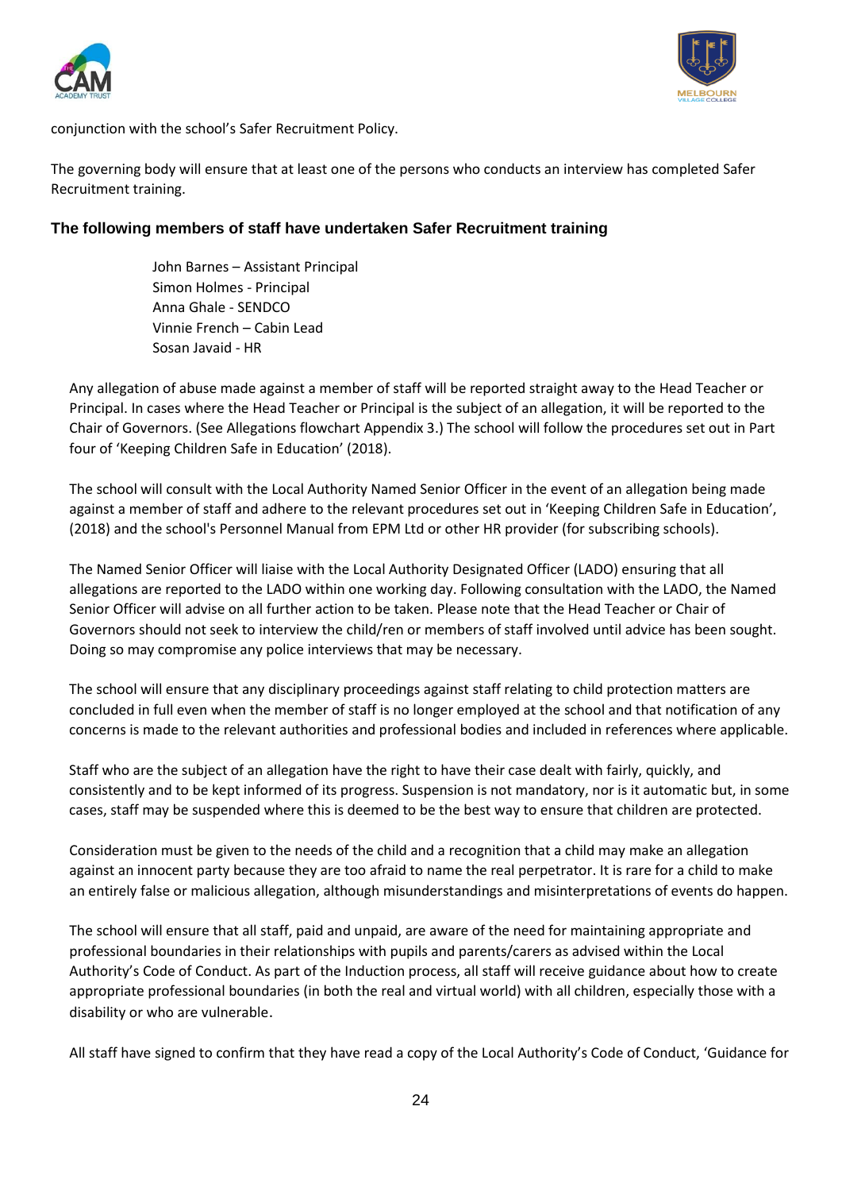conjunction with the school's Safer Recruitment Policy.

The governing body will ensure that at least one of the persons who conducts an interview has completed Safer Recruitment training.

### The following members of staff have undertaken Safer Recruitment training

John Barnes – Assistant Principal
Simon Holmes - Principal
Anna Ghale - SENDCO
Vinnie French – Cabin Lead
Sosan Javaid - HR

Any allegation of abuse made against a member of staff will be reported straight away to the Head Teacher or Principal. In cases where the Head Teacher or Principal is the subject of an allegation, it will be reported to the Chair of Governors. (See Allegations flowchart Appendix 3.) The school will follow the procedures set out in Part four of 'Keeping Children Safe in Education' (2018).

The school will consult with the Local Authority Named Senior Officer in the event of an allegation being made against a member of staff and adhere to the relevant procedures set out in 'Keeping Children Safe in Education', (2018) and the school's Personnel Manual from EPM Ltd or other HR provider (for subscribing schools).

The Named Senior Officer will liaise with the Local Authority Designated Officer (LADO) ensuring that all allegations are reported to the LADO within one working day. Following consultation with the LADO, the Named Senior Officer will advise on all further action to be taken. Please note that the Head Teacher or Chair of Governors should not seek to interview the child/ren or members of staff involved until advice has been sought. Doing so may compromise any police interviews that may be necessary.

The school will ensure that any disciplinary proceedings against staff relating to child protection matters are concluded in full even when the member of staff is no longer employed at the school and that notification of any concerns is made to the relevant authorities and professional bodies and included in references where applicable.

Staff who are the subject of an allegation have the right to have their case dealt with fairly, quickly, and consistently and to be kept informed of its progress. Suspension is not mandatory, nor is it automatic but, in some cases, staff may be suspended where this is deemed to be the best way to ensure that children are protected.

Consideration must be given to the needs of the child and a recognition that a child may make an allegation against an innocent party because they are too afraid to name the real perpetrator. It is rare for a child to make an entirely false or malicious allegation, although misunderstandings and misinterpretations of events do happen.

The school will ensure that all staff, paid and unpaid, are aware of the need for maintaining appropriate and professional boundaries in their relationships with pupils and parents/carers as advised within the Local Authority's Code of Conduct. As part of the Induction process, all staff will receive guidance about how to create appropriate professional boundaries (in both the real and virtual world) with all children, especially those with a disability or who are vulnerable.

All staff have signed to confirm that they have read a copy of the Local Authority's Code of Conduct, 'Guidance for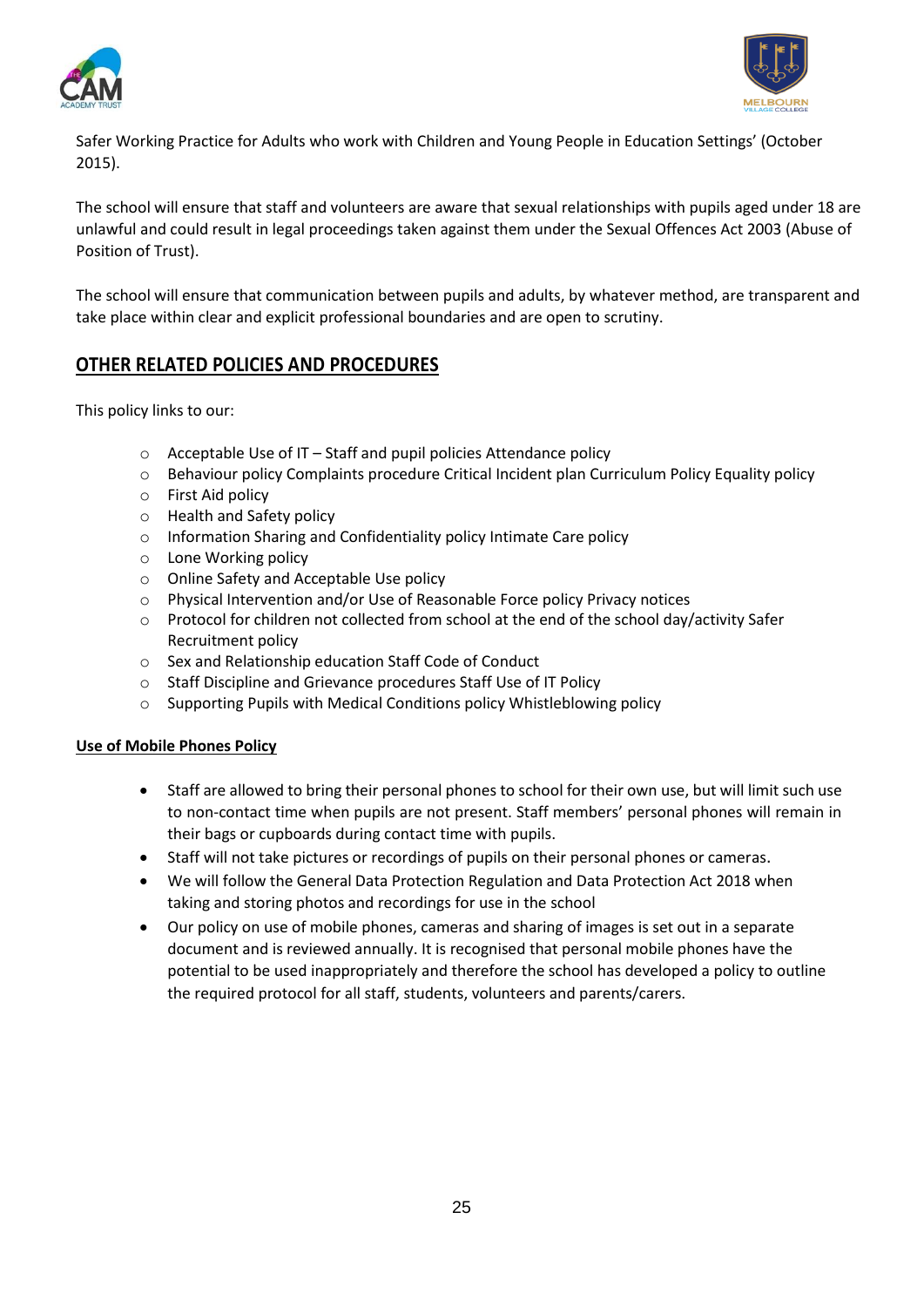Safer Working Practice for Adults who work with Children and Young People in Education Settings' (October 2015).

The school will ensure that staff and volunteers are aware that sexual relationships with pupils aged under 18 are unlawful and could result in legal proceedings taken against them under the Sexual Offences Act 2003 (Abuse of Position of Trust).

The school will ensure that communication between pupils and adults, by whatever method, are transparent and take place within clear and explicit professional boundaries and are open to scrutiny.

## OTHER RELATED POLICIES AND PROCEDURES

This policy links to our:

- Acceptable Use of IT – Staff and pupil policies Attendance policy
- Behaviour policy Complaints procedure Critical Incident plan Curriculum Policy Equality policy
- First Aid policy
- Health and Safety policy
- Information Sharing and Confidentiality policy Intimate Care policy
- Lone Working policy
- Online Safety and Acceptable Use policy
- Physical Intervention and/or Use of Reasonable Force policy Privacy notices
- Protocol for children not collected from school at the end of the school day/activity Safer Recruitment policy
- Sex and Relationship education Staff Code of Conduct
- Staff Discipline and Grievance procedures Staff Use of IT Policy
- Supporting Pupils with Medical Conditions policy Whistleblowing policy

### Use of Mobile Phones Policy

- Staff are allowed to bring their personal phones to school for their own use, but will limit such use to non-contact time when pupils are not present. Staff members' personal phones will remain in their bags or cupboards during contact time with pupils.
- Staff will not take pictures or recordings of pupils on their personal phones or cameras.
- We will follow the General Data Protection Regulation and Data Protection Act 2018 when taking and storing photos and recordings for use in the school
- Our policy on use of mobile phones, cameras and sharing of images is set out in a separate document and is reviewed annually. It is recognised that personal mobile phones have the potential to be used inappropriately and therefore the school has developed a policy to outline the required protocol for all staff, students, volunteers and parents/carers.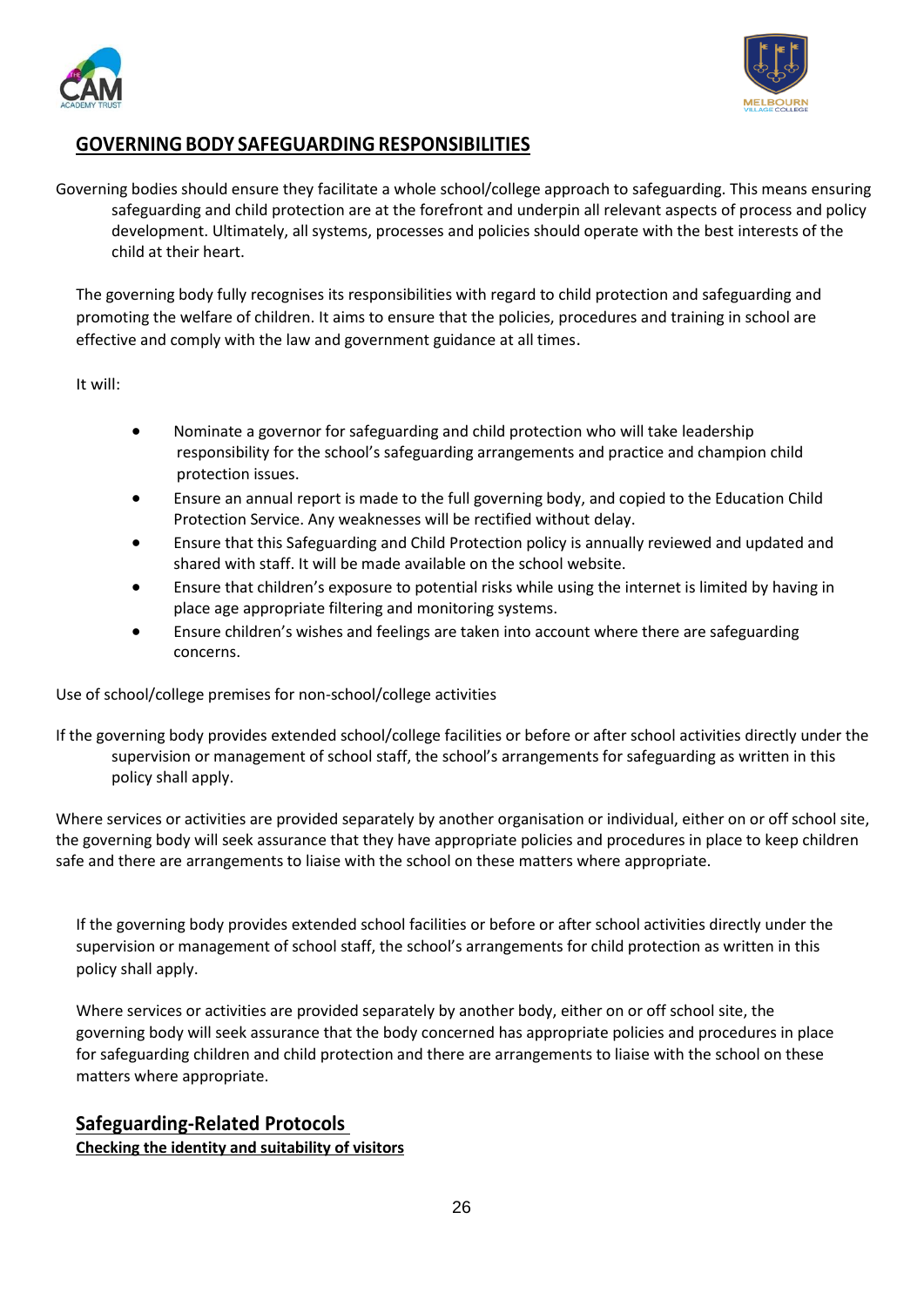## GOVERNING BODY SAFEGUARDING RESPONSIBILITIES

Governing bodies should ensure they facilitate a whole school/college approach to safeguarding. This means ensuring safeguarding and child protection are at the forefront and underpin all relevant aspects of process and policy development. Ultimately, all systems, processes and policies should operate with the best interests of the child at their heart.

The governing body fully recognises its responsibilities with regard to child protection and safeguarding and promoting the welfare of children. It aims to ensure that the policies, procedures and training in school are effective and comply with the law and government guidance at all times.

It will:

- Nominate a governor for safeguarding and child protection who will take leadership responsibility for the school's safeguarding arrangements and practice and champion child protection issues.
- Ensure an annual report is made to the full governing body, and copied to the Education Child Protection Service. Any weaknesses will be rectified without delay.
- Ensure that this Safeguarding and Child Protection policy is annually reviewed and updated and shared with staff. It will be made available on the school website.
- Ensure that children's exposure to potential risks while using the internet is limited by having in place age appropriate filtering and monitoring systems.
- Ensure children's wishes and feelings are taken into account where there are safeguarding concerns.

Use of school/college premises for non-school/college activities

If the governing body provides extended school/college facilities or before or after school activities directly under the supervision or management of school staff, the school's arrangements for safeguarding as written in this policy shall apply.

Where services or activities are provided separately by another organisation or individual, either on or off school site, the governing body will seek assurance that they have appropriate policies and procedures in place to keep children safe and there are arrangements to liaise with the school on these matters where appropriate.

If the governing body provides extended school facilities or before or after school activities directly under the supervision or management of school staff, the school's arrangements for child protection as written in this policy shall apply.

Where services or activities are provided separately by another body, either on or off school site, the governing body will seek assurance that the body concerned has appropriate policies and procedures in place for safeguarding children and child protection and there are arrangements to liaise with the school on these matters where appropriate.

## Safeguarding-Related Protocols

### Checking the identity and suitability of visitors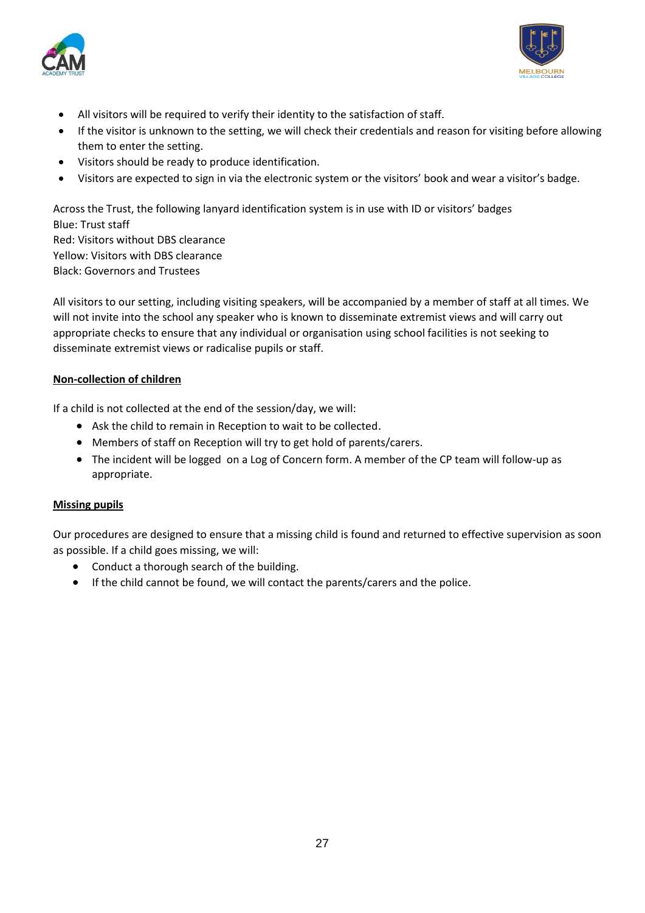- All visitors will be required to verify their identity to the satisfaction of staff.
- If the visitor is unknown to the setting, we will check their credentials and reason for visiting before allowing them to enter the setting.
- Visitors should be ready to produce identification.
- Visitors are expected to sign in via the electronic system or the visitors' book and wear a visitor's badge.

Across the Trust, the following lanyard identification system is in use with ID or visitors' badges
Blue: Trust staff
Red: Visitors without DBS clearance
Yellow: Visitors with DBS clearance
Black: Governors and Trustees

All visitors to our setting, including visiting speakers, will be accompanied by a member of staff at all times. We will not invite into the school any speaker who is known to disseminate extremist views and will carry out appropriate checks to ensure that any individual or organisation using school facilities is not seeking to disseminate extremist views or radicalise pupils or staff.

**Non-collection of children**

If a child is not collected at the end of the session/day, we will:

- Ask the child to remain in Reception to wait to be collected.
- Members of staff on Reception will try to get hold of parents/carers.
- The incident will be logged on a Log of Concern form. A member of the CP team will follow-up as appropriate.

**Missing pupils**

Our procedures are designed to ensure that a missing child is found and returned to effective supervision as soon as possible. If a child goes missing, we will:

- Conduct a thorough search of the building.
- If the child cannot be found, we will contact the parents/carers and the police.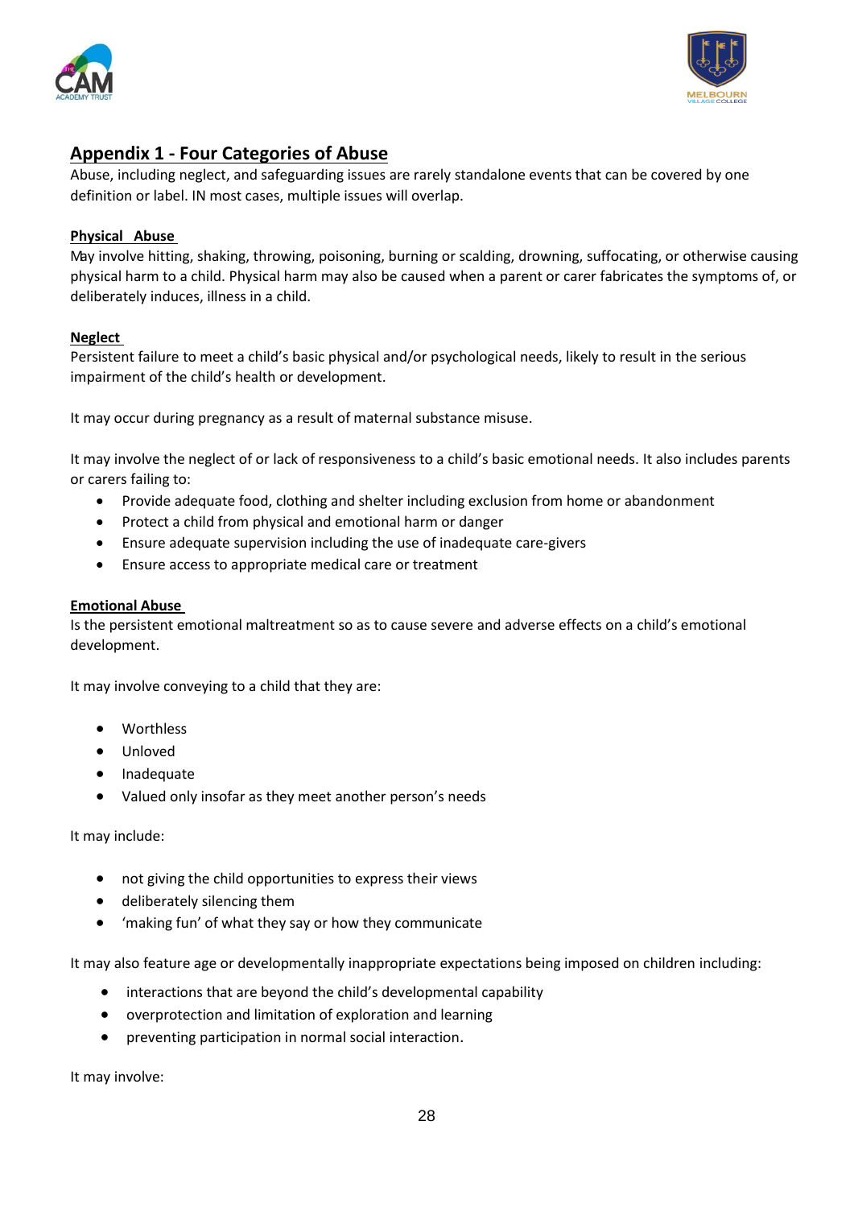## Appendix 1 - Four Categories of Abuse

Abuse, including neglect, and safeguarding issues are rarely standalone events that can be covered by one definition or label. IN most cases, multiple issues will overlap.

### Physical Abuse

May involve hitting, shaking, throwing, poisoning, burning or scalding, drowning, suffocating, or otherwise causing physical harm to a child. Physical harm may also be caused when a parent or carer fabricates the symptoms of, or deliberately induces, illness in a child.

### Neglect

Persistent failure to meet a child's basic physical and/or psychological needs, likely to result in the serious impairment of the child's health or development.

It may occur during pregnancy as a result of maternal substance misuse.

It may involve the neglect of or lack of responsiveness to a child's basic emotional needs. It also includes parents or carers failing to:

- Provide adequate food, clothing and shelter including exclusion from home or abandonment
- Protect a child from physical and emotional harm or danger
- Ensure adequate supervision including the use of inadequate care-givers
- Ensure access to appropriate medical care or treatment

### Emotional Abuse

Is the persistent emotional maltreatment so as to cause severe and adverse effects on a child's emotional development.

It may involve conveying to a child that they are:

- Worthless
- Unloved
- Inadequate
- Valued only insofar as they meet another person's needs

It may include:

- not giving the child opportunities to express their views
- deliberately silencing them
- 'making fun' of what they say or how they communicate

It may also feature age or developmentally inappropriate expectations being imposed on children including:

- interactions that are beyond the child's developmental capability
- overprotection and limitation of exploration and learning
- preventing participation in normal social interaction.

It may involve: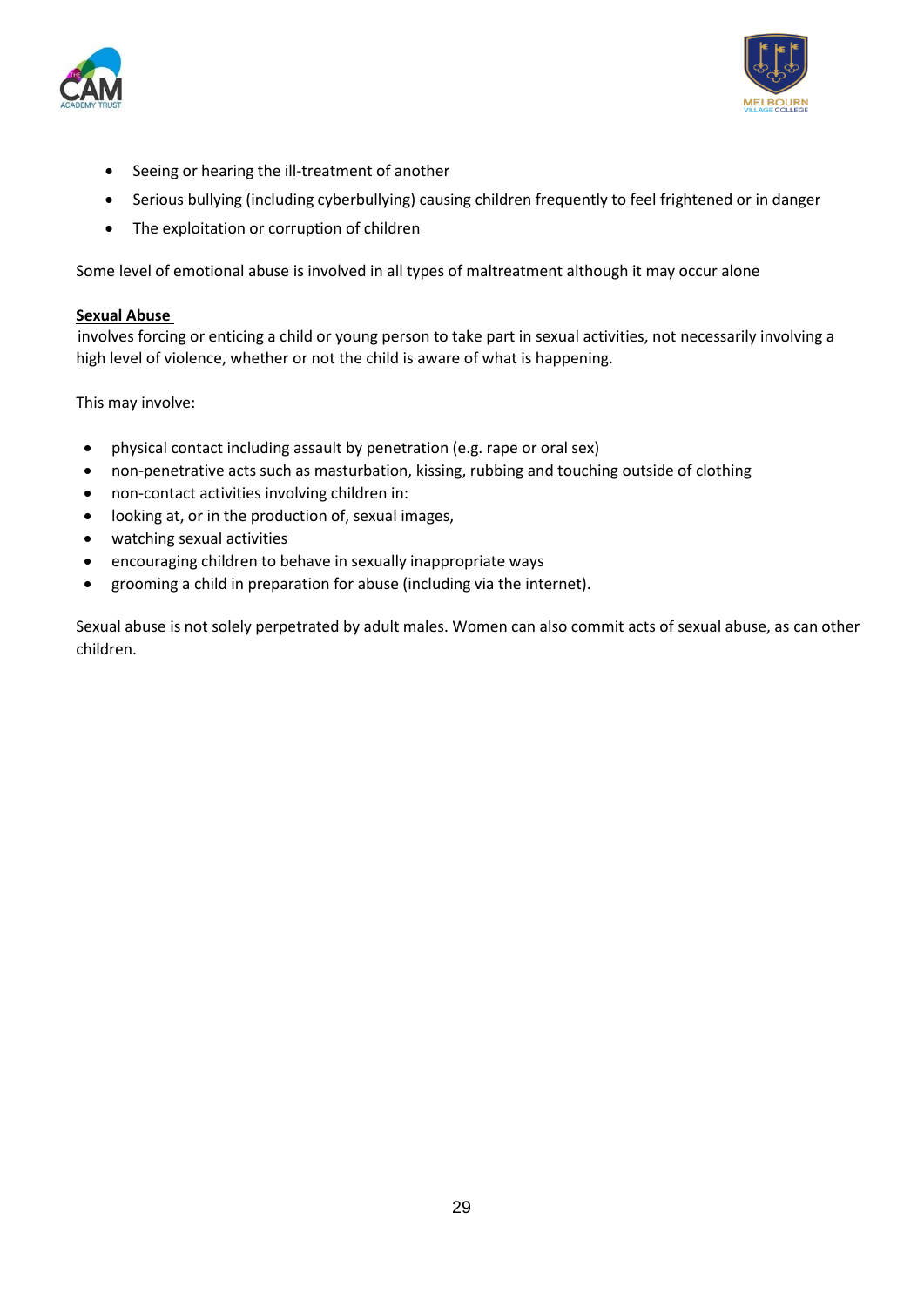- Seeing or hearing the ill-treatment of another
- Serious bullying (including cyberbullying) causing children frequently to feel frightened or in danger
- The exploitation or corruption of children

Some level of emotional abuse is involved in all types of maltreatment although it may occur alone

**Sexual Abuse**

involves forcing or enticing a child or young person to take part in sexual activities, not necessarily involving a high level of violence, whether or not the child is aware of what is happening.

This may involve:

- physical contact including assault by penetration (e.g. rape or oral sex)
- non-penetrative acts such as masturbation, kissing, rubbing and touching outside of clothing
- non-contact activities involving children in:
- looking at, or in the production of, sexual images,
- watching sexual activities
- encouraging children to behave in sexually inappropriate ways
- grooming a child in preparation for abuse (including via the internet).

Sexual abuse is not solely perpetrated by adult males. Women can also commit acts of sexual abuse, as can other children.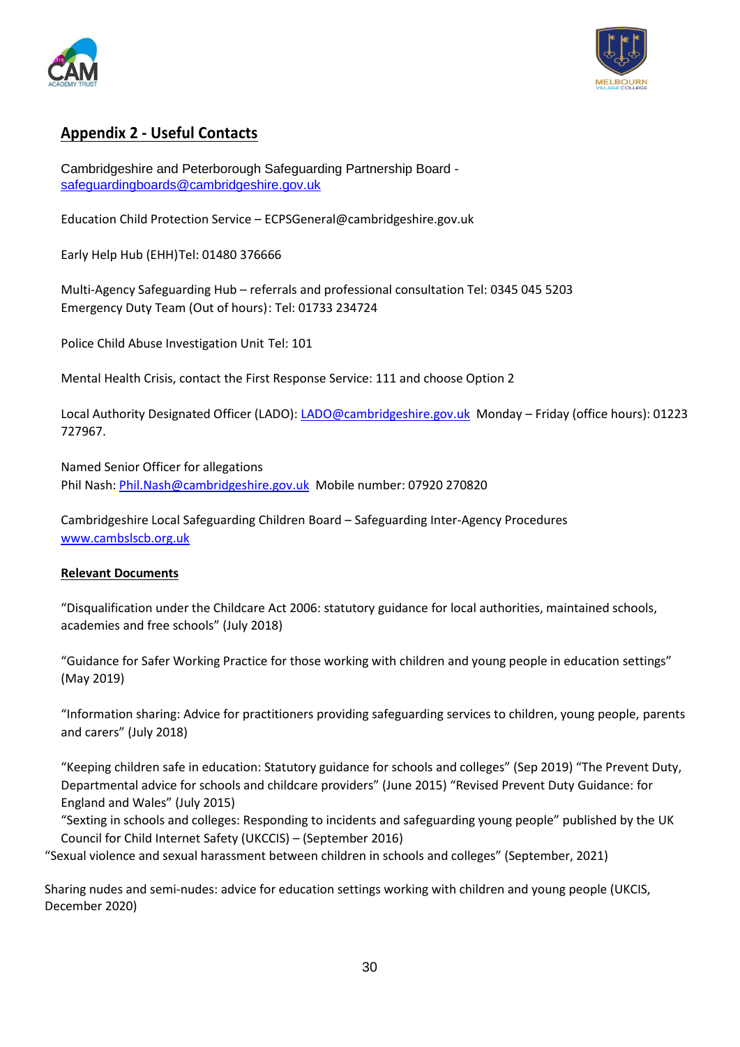## Appendix 2 - Useful Contacts

Cambridgeshire and Peterborough Safeguarding Partnership Board - safeguardingboards@cambridgeshire.gov.uk

Education Child Protection Service – ECPSGeneral@cambridgeshire.gov.uk

Early Help Hub (EHH)Tel: 01480 376666

Multi-Agency Safeguarding Hub – referrals and professional consultation Tel: 0345 045 5203
Emergency Duty Team (Out of hours): Tel: 01733 234724

Police Child Abuse Investigation Unit Tel: 101

Mental Health Crisis, contact the First Response Service: 111 and choose Option 2

Local Authority Designated Officer (LADO): LADO@cambridgeshire.gov.uk Monday – Friday (office hours): 01223 727967.

Named Senior Officer for allegations
Phil Nash: Phil.Nash@cambridgeshire.gov.uk Mobile number: 07920 270820

Cambridgeshire Local Safeguarding Children Board – Safeguarding Inter-Agency Procedures
www.cambslscb.org.uk

**Relevant Documents**

"Disqualification under the Childcare Act 2006: statutory guidance for local authorities, maintained schools, academies and free schools" (July 2018)

"Guidance for Safer Working Practice for those working with children and young people in education settings" (May 2019)

"Information sharing: Advice for practitioners providing safeguarding services to children, young people, parents and carers" (July 2018)

"Keeping children safe in education: Statutory guidance for schools and colleges" (Sep 2019) "The Prevent Duty, Departmental advice for schools and childcare providers" (June 2015) "Revised Prevent Duty Guidance: for England and Wales" (July 2015)
"Sexting in schools and colleges: Responding to incidents and safeguarding young people" published by the UK Council for Child Internet Safety (UKCCIS) – (September 2016)
"Sexual violence and sexual harassment between children in schools and colleges" (September, 2021)

Sharing nudes and semi-nudes: advice for education settings working with children and young people (UKCIS, December 2020)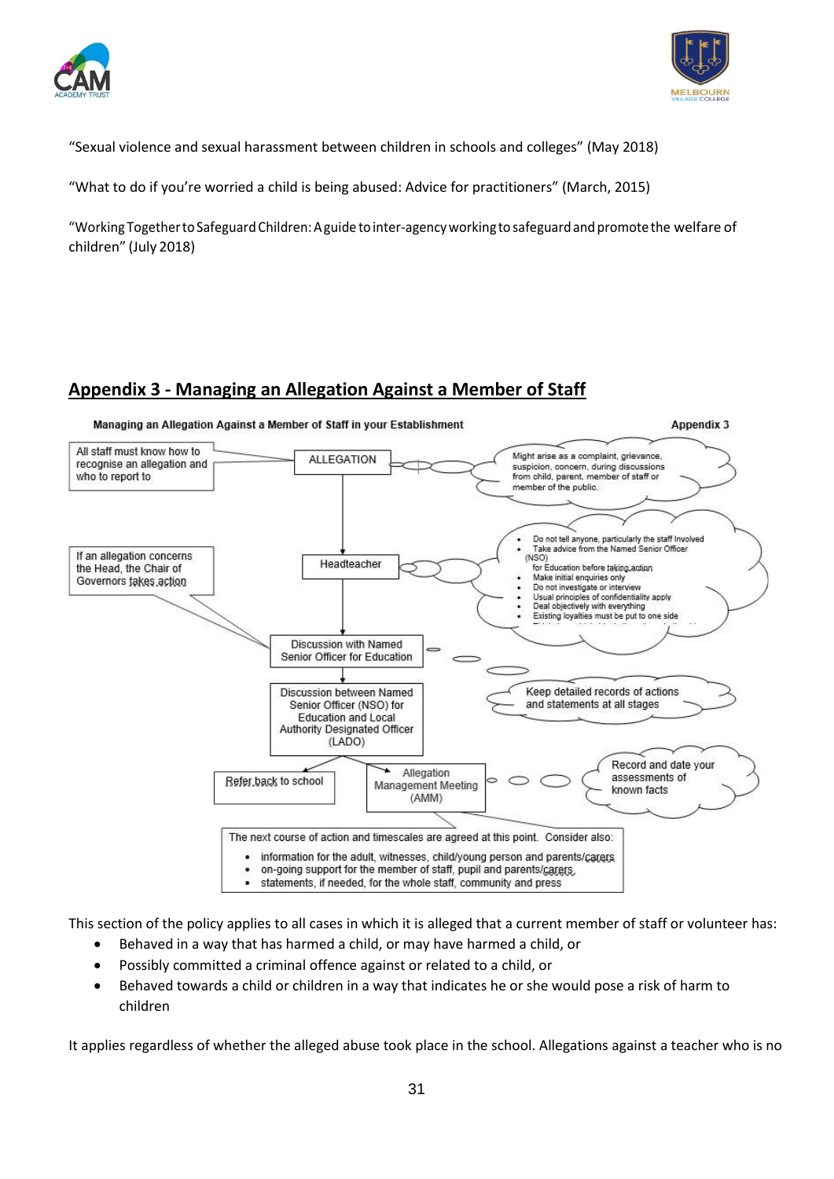"Sexual violence and sexual harassment between children in schools and colleges" (May 2018)

"What to do if you're worried a child is being abused: Advice for practitioners" (March, 2015)

"Working Together to Safeguard Children: A guide to inter-agency working to safeguard and promote the welfare of children" (July 2018)

## Appendix 3 - Managing an Allegation Against a Member of Staff

**Managing an Allegation Against a Member of Staff in your Establishment** — **Appendix 3**

- **ALLEGATION**
  - All staff must know how to recognise an allegation and who to report to
  - Might arise as a complaint, grievance, suspicion, concern, during discussions from child, parent, member of staff or member of the public.
- **Headteacher**
  - If an allegation concerns the Head, the Chair of Governors takes action
  - Do not tell anyone, particularly the staff Involved
  - Take advice from the Named Senior Officer (NSO) for Education before taking action
  - Make initial enquiries only
  - Do not investigate or interview
  - Usual principles of confidentiality apply
  - Deal objectively with everything
  - Existing loyalties must be put to one side
- **Discussion with Named Senior Officer for Education**
- **Discussion between Named Senior Officer (NSO) for Education and Local Authority Designated Officer (LADO)**
  - Keep detailed records of actions and statements at all stages
- **Refer back to school**
- **Allegation Management Meeting (AMM)**
  - Record and date your assessments of known facts

The next course of action and timescales are agreed at this point. Consider also:

- information for the adult, witnesses, child/young person and parents/carers
- on-going support for the member of staff, pupil and parents/carers
- statements, if needed, for the whole staff, community and press

This section of the policy applies to all cases in which it is alleged that a current member of staff or volunteer has:

- Behaved in a way that has harmed a child, or may have harmed a child, or
- Possibly committed a criminal offence against or related to a child, or
- Behaved towards a child or children in a way that indicates he or she would pose a risk of harm to children

It applies regardless of whether the alleged abuse took place in the school. Allegations against a teacher who is no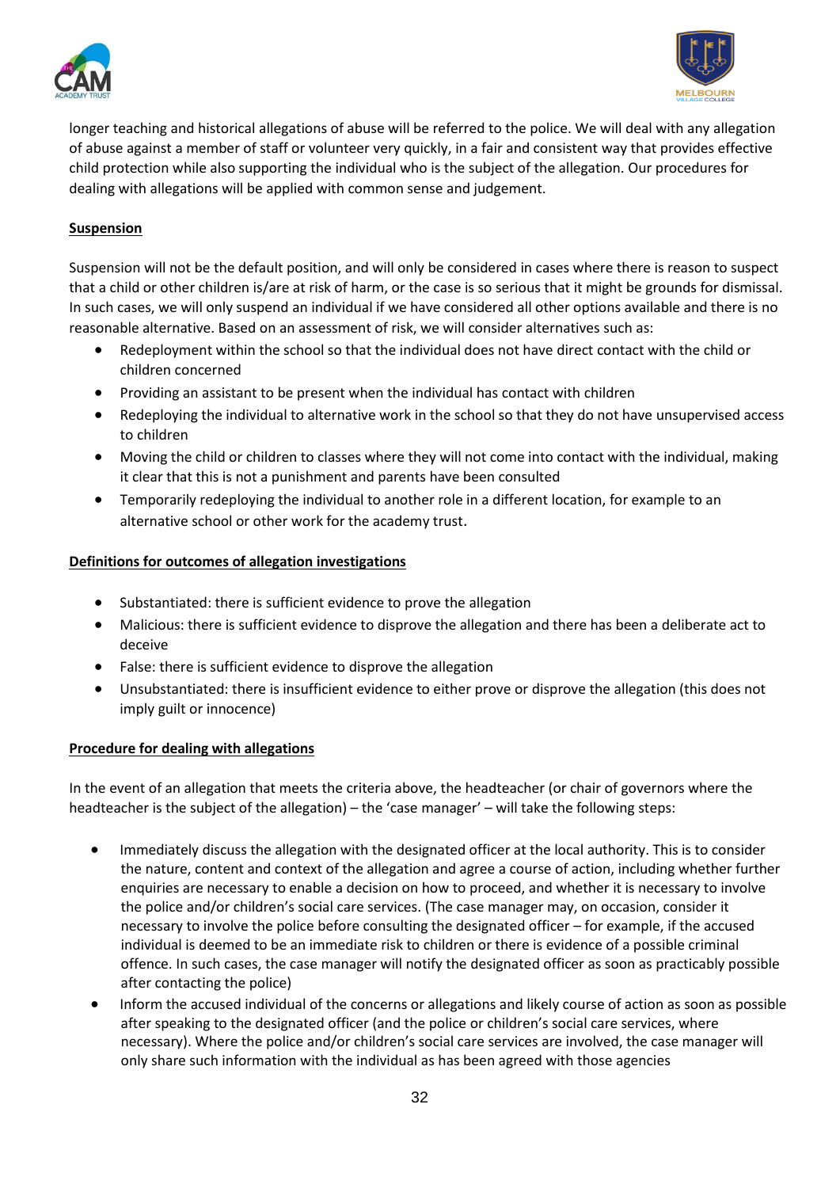longer teaching and historical allegations of abuse will be referred to the police. We will deal with any allegation of abuse against a member of staff or volunteer very quickly, in a fair and consistent way that provides effective child protection while also supporting the individual who is the subject of the allegation. Our procedures for dealing with allegations will be applied with common sense and judgement.

**Suspension**

Suspension will not be the default position, and will only be considered in cases where there is reason to suspect that a child or other children is/are at risk of harm, or the case is so serious that it might be grounds for dismissal. In such cases, we will only suspend an individual if we have considered all other options available and there is no reasonable alternative. Based on an assessment of risk, we will consider alternatives such as:

- Redeployment within the school so that the individual does not have direct contact with the child or children concerned
- Providing an assistant to be present when the individual has contact with children
- Redeploying the individual to alternative work in the school so that they do not have unsupervised access to children
- Moving the child or children to classes where they will not come into contact with the individual, making it clear that this is not a punishment and parents have been consulted
- Temporarily redeploying the individual to another role in a different location, for example to an alternative school or other work for the academy trust.

**Definitions for outcomes of allegation investigations**

- Substantiated: there is sufficient evidence to prove the allegation
- Malicious: there is sufficient evidence to disprove the allegation and there has been a deliberate act to deceive
- False: there is sufficient evidence to disprove the allegation
- Unsubstantiated: there is insufficient evidence to either prove or disprove the allegation (this does not imply guilt or innocence)

**Procedure for dealing with allegations**

In the event of an allegation that meets the criteria above, the headteacher (or chair of governors where the headteacher is the subject of the allegation) – the 'case manager' – will take the following steps:

- Immediately discuss the allegation with the designated officer at the local authority. This is to consider the nature, content and context of the allegation and agree a course of action, including whether further enquiries are necessary to enable a decision on how to proceed, and whether it is necessary to involve the police and/or children's social care services. (The case manager may, on occasion, consider it necessary to involve the police before consulting the designated officer – for example, if the accused individual is deemed to be an immediate risk to children or there is evidence of a possible criminal offence. In such cases, the case manager will notify the designated officer as soon as practicably possible after contacting the police)
- Inform the accused individual of the concerns or allegations and likely course of action as soon as possible after speaking to the designated officer (and the police or children's social care services, where necessary). Where the police and/or children's social care services are involved, the case manager will only share such information with the individual as has been agreed with those agencies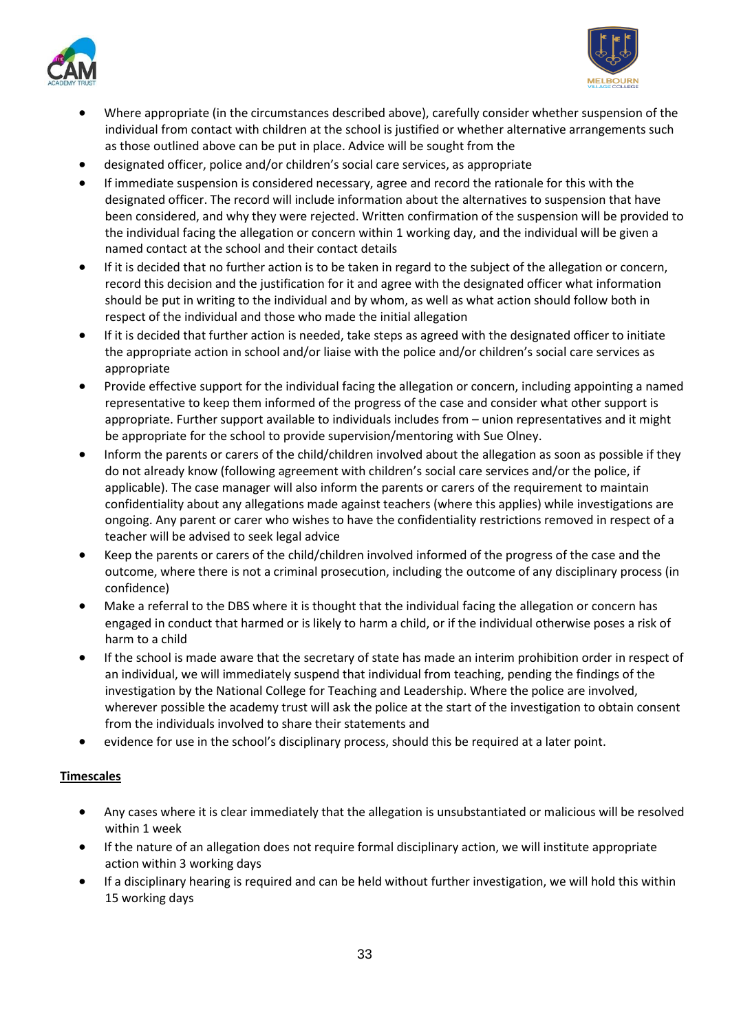- Where appropriate (in the circumstances described above), carefully consider whether suspension of the individual from contact with children at the school is justified or whether alternative arrangements such as those outlined above can be put in place. Advice will be sought from the
- designated officer, police and/or children's social care services, as appropriate
- If immediate suspension is considered necessary, agree and record the rationale for this with the designated officer. The record will include information about the alternatives to suspension that have been considered, and why they were rejected. Written confirmation of the suspension will be provided to the individual facing the allegation or concern within 1 working day, and the individual will be given a named contact at the school and their contact details
- If it is decided that no further action is to be taken in regard to the subject of the allegation or concern, record this decision and the justification for it and agree with the designated officer what information should be put in writing to the individual and by whom, as well as what action should follow both in respect of the individual and those who made the initial allegation
- If it is decided that further action is needed, take steps as agreed with the designated officer to initiate the appropriate action in school and/or liaise with the police and/or children's social care services as appropriate
- Provide effective support for the individual facing the allegation or concern, including appointing a named representative to keep them informed of the progress of the case and consider what other support is appropriate. Further support available to individuals includes from – union representatives and it might be appropriate for the school to provide supervision/mentoring with Sue Olney.
- Inform the parents or carers of the child/children involved about the allegation as soon as possible if they do not already know (following agreement with children's social care services and/or the police, if applicable). The case manager will also inform the parents or carers of the requirement to maintain confidentiality about any allegations made against teachers (where this applies) while investigations are ongoing. Any parent or carer who wishes to have the confidentiality restrictions removed in respect of a teacher will be advised to seek legal advice
- Keep the parents or carers of the child/children involved informed of the progress of the case and the outcome, where there is not a criminal prosecution, including the outcome of any disciplinary process (in confidence)
- Make a referral to the DBS where it is thought that the individual facing the allegation or concern has engaged in conduct that harmed or is likely to harm a child, or if the individual otherwise poses a risk of harm to a child
- If the school is made aware that the secretary of state has made an interim prohibition order in respect of an individual, we will immediately suspend that individual from teaching, pending the findings of the investigation by the National College for Teaching and Leadership. Where the police are involved, wherever possible the academy trust will ask the police at the start of the investigation to obtain consent from the individuals involved to share their statements and
- evidence for use in the school's disciplinary process, should this be required at a later point.

**Timescales**

- Any cases where it is clear immediately that the allegation is unsubstantiated or malicious will be resolved within 1 week
- If the nature of an allegation does not require formal disciplinary action, we will institute appropriate action within 3 working days
- If a disciplinary hearing is required and can be held without further investigation, we will hold this within 15 working days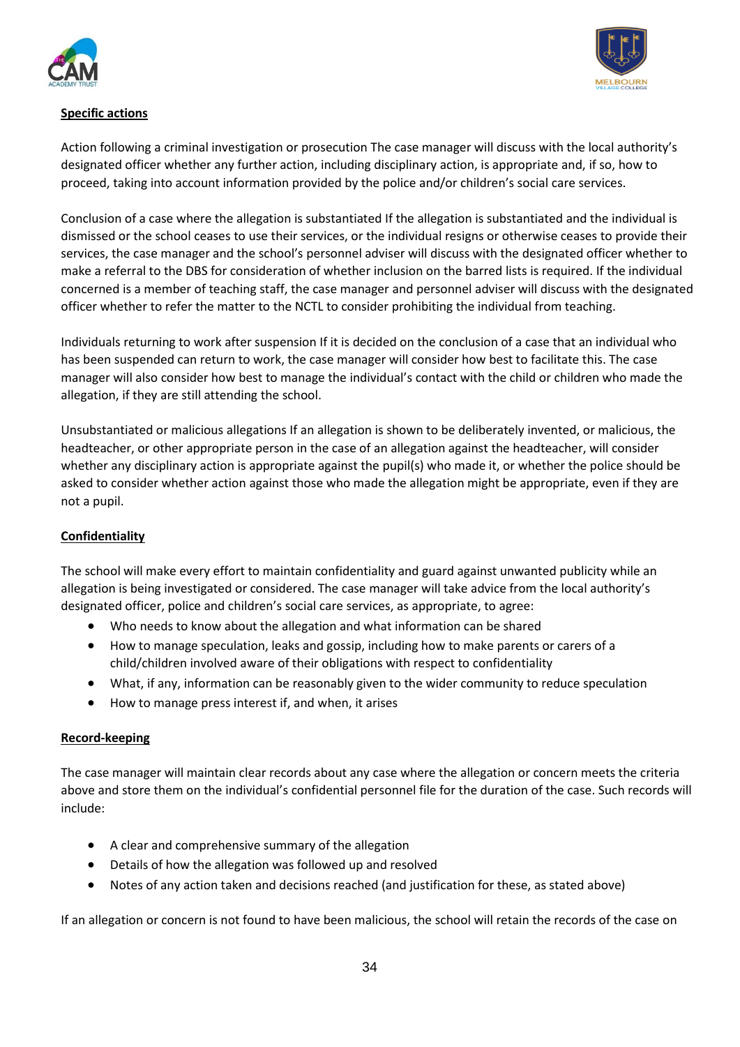**Specific actions**

Action following a criminal investigation or prosecution The case manager will discuss with the local authority's designated officer whether any further action, including disciplinary action, is appropriate and, if so, how to proceed, taking into account information provided by the police and/or children's social care services.

Conclusion of a case where the allegation is substantiated If the allegation is substantiated and the individual is dismissed or the school ceases to use their services, or the individual resigns or otherwise ceases to provide their services, the case manager and the school's personnel adviser will discuss with the designated officer whether to make a referral to the DBS for consideration of whether inclusion on the barred lists is required. If the individual concerned is a member of teaching staff, the case manager and personnel adviser will discuss with the designated officer whether to refer the matter to the NCTL to consider prohibiting the individual from teaching.

Individuals returning to work after suspension If it is decided on the conclusion of a case that an individual who has been suspended can return to work, the case manager will consider how best to facilitate this. The case manager will also consider how best to manage the individual's contact with the child or children who made the allegation, if they are still attending the school.

Unsubstantiated or malicious allegations If an allegation is shown to be deliberately invented, or malicious, the headteacher, or other appropriate person in the case of an allegation against the headteacher, will consider whether any disciplinary action is appropriate against the pupil(s) who made it, or whether the police should be asked to consider whether action against those who made the allegation might be appropriate, even if they are not a pupil.

**Confidentiality**

The school will make every effort to maintain confidentiality and guard against unwanted publicity while an allegation is being investigated or considered. The case manager will take advice from the local authority's designated officer, police and children's social care services, as appropriate, to agree:

- Who needs to know about the allegation and what information can be shared
- How to manage speculation, leaks and gossip, including how to make parents or carers of a child/children involved aware of their obligations with respect to confidentiality
- What, if any, information can be reasonably given to the wider community to reduce speculation
- How to manage press interest if, and when, it arises

**Record-keeping**

The case manager will maintain clear records about any case where the allegation or concern meets the criteria above and store them on the individual's confidential personnel file for the duration of the case. Such records will include:

- A clear and comprehensive summary of the allegation
- Details of how the allegation was followed up and resolved
- Notes of any action taken and decisions reached (and justification for these, as stated above)

If an allegation or concern is not found to have been malicious, the school will retain the records of the case on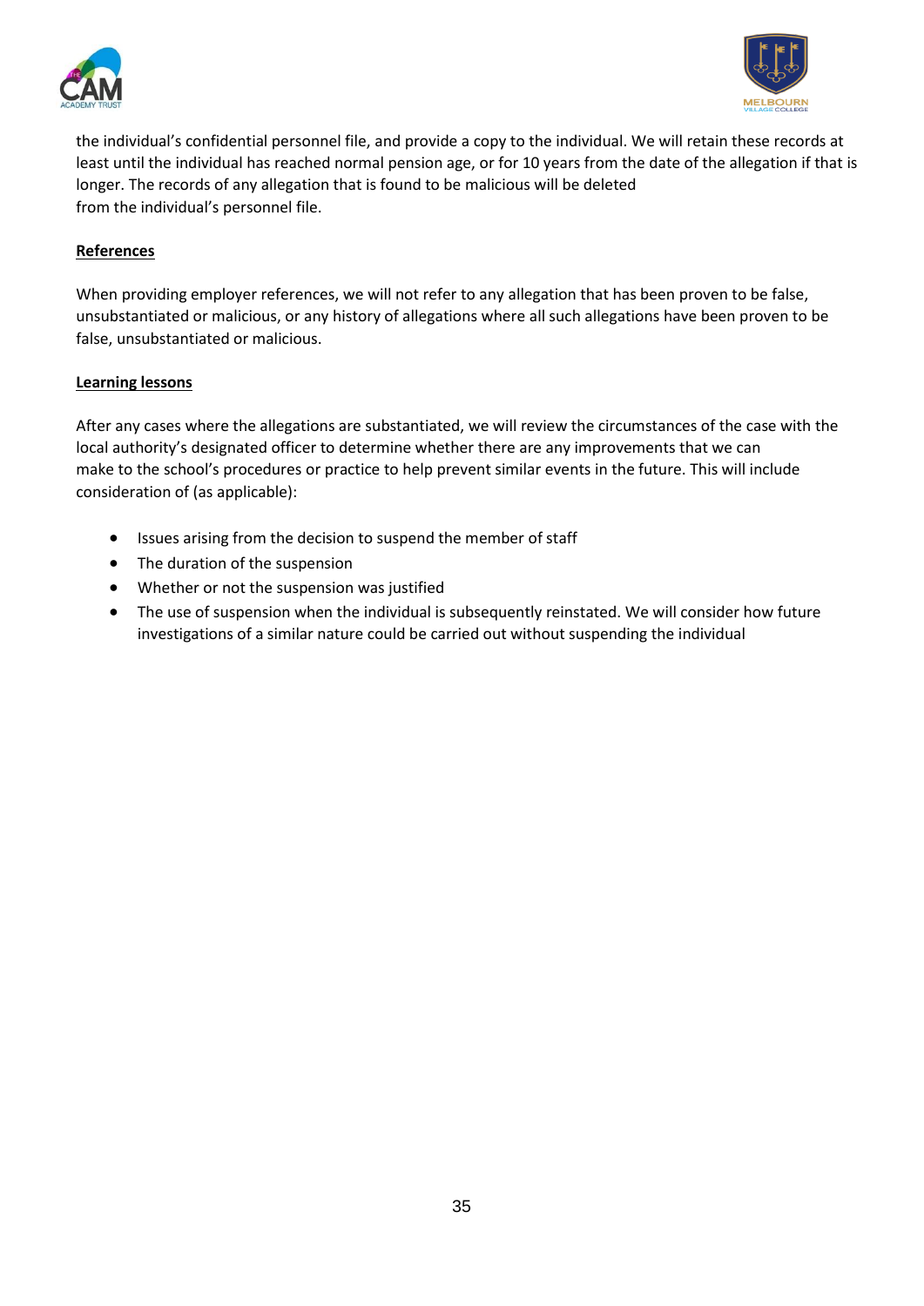the individual's confidential personnel file, and provide a copy to the individual. We will retain these records at least until the individual has reached normal pension age, or for 10 years from the date of the allegation if that is longer. The records of any allegation that is found to be malicious will be deleted from the individual's personnel file.

**References**

When providing employer references, we will not refer to any allegation that has been proven to be false, unsubstantiated or malicious, or any history of allegations where all such allegations have been proven to be false, unsubstantiated or malicious.

**Learning lessons**

After any cases where the allegations are substantiated, we will review the circumstances of the case with the local authority's designated officer to determine whether there are any improvements that we can make to the school's procedures or practice to help prevent similar events in the future. This will include consideration of (as applicable):

- Issues arising from the decision to suspend the member of staff
- The duration of the suspension
- Whether or not the suspension was justified
- The use of suspension when the individual is subsequently reinstated. We will consider how future investigations of a similar nature could be carried out without suspending the individual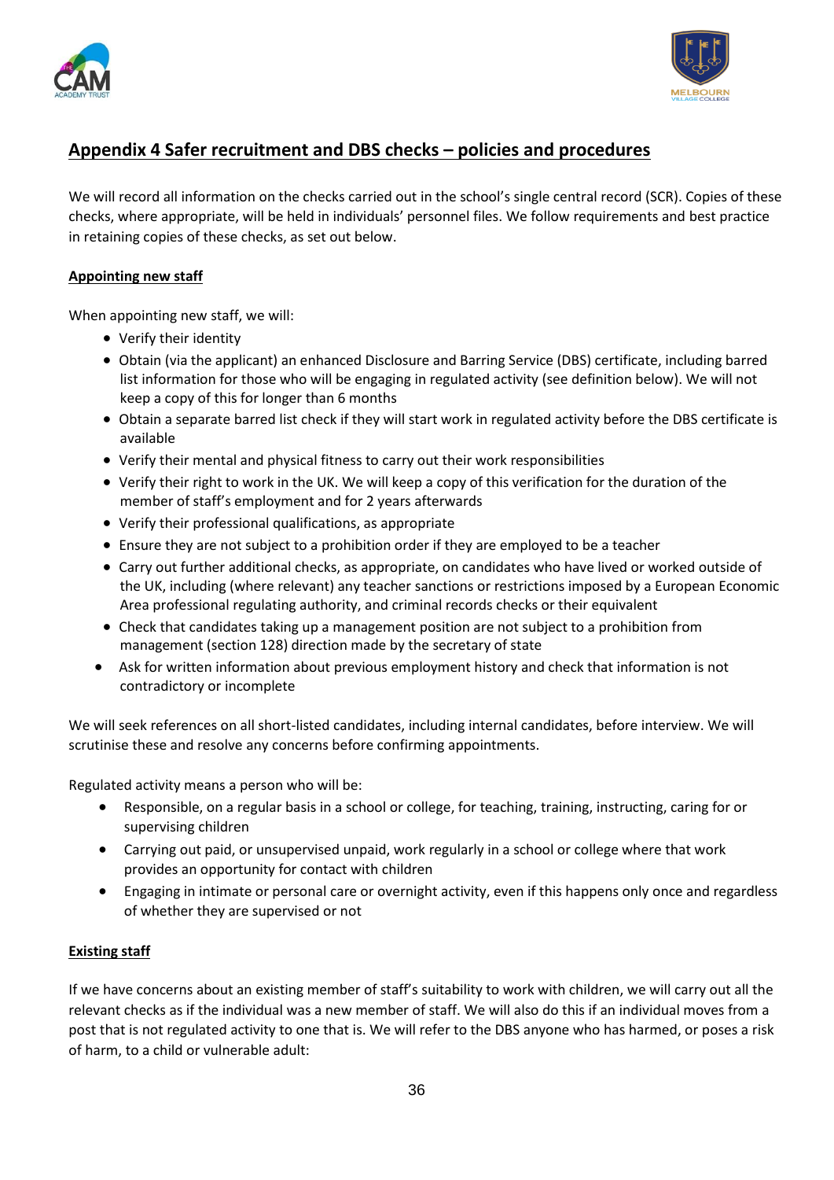## Appendix 4 Safer recruitment and DBS checks – policies and procedures

We will record all information on the checks carried out in the school's single central record (SCR). Copies of these checks, where appropriate, will be held in individuals' personnel files. We follow requirements and best practice in retaining copies of these checks, as set out below.

**Appointing new staff**

When appointing new staff, we will:

- Verify their identity
- Obtain (via the applicant) an enhanced Disclosure and Barring Service (DBS) certificate, including barred list information for those who will be engaging in regulated activity (see definition below). We will not keep a copy of this for longer than 6 months
- Obtain a separate barred list check if they will start work in regulated activity before the DBS certificate is available
- Verify their mental and physical fitness to carry out their work responsibilities
- Verify their right to work in the UK. We will keep a copy of this verification for the duration of the member of staff's employment and for 2 years afterwards
- Verify their professional qualifications, as appropriate
- Ensure they are not subject to a prohibition order if they are employed to be a teacher
- Carry out further additional checks, as appropriate, on candidates who have lived or worked outside of the UK, including (where relevant) any teacher sanctions or restrictions imposed by a European Economic Area professional regulating authority, and criminal records checks or their equivalent
- Check that candidates taking up a management position are not subject to a prohibition from management (section 128) direction made by the secretary of state
- Ask for written information about previous employment history and check that information is not contradictory or incomplete

We will seek references on all short-listed candidates, including internal candidates, before interview. We will scrutinise these and resolve any concerns before confirming appointments.

Regulated activity means a person who will be:

- Responsible, on a regular basis in a school or college, for teaching, training, instructing, caring for or supervising children
- Carrying out paid, or unsupervised unpaid, work regularly in a school or college where that work provides an opportunity for contact with children
- Engaging in intimate or personal care or overnight activity, even if this happens only once and regardless of whether they are supervised or not

**Existing staff**

If we have concerns about an existing member of staff's suitability to work with children, we will carry out all the relevant checks as if the individual was a new member of staff. We will also do this if an individual moves from a post that is not regulated activity to one that is. We will refer to the DBS anyone who has harmed, or poses a risk of harm, to a child or vulnerable adult: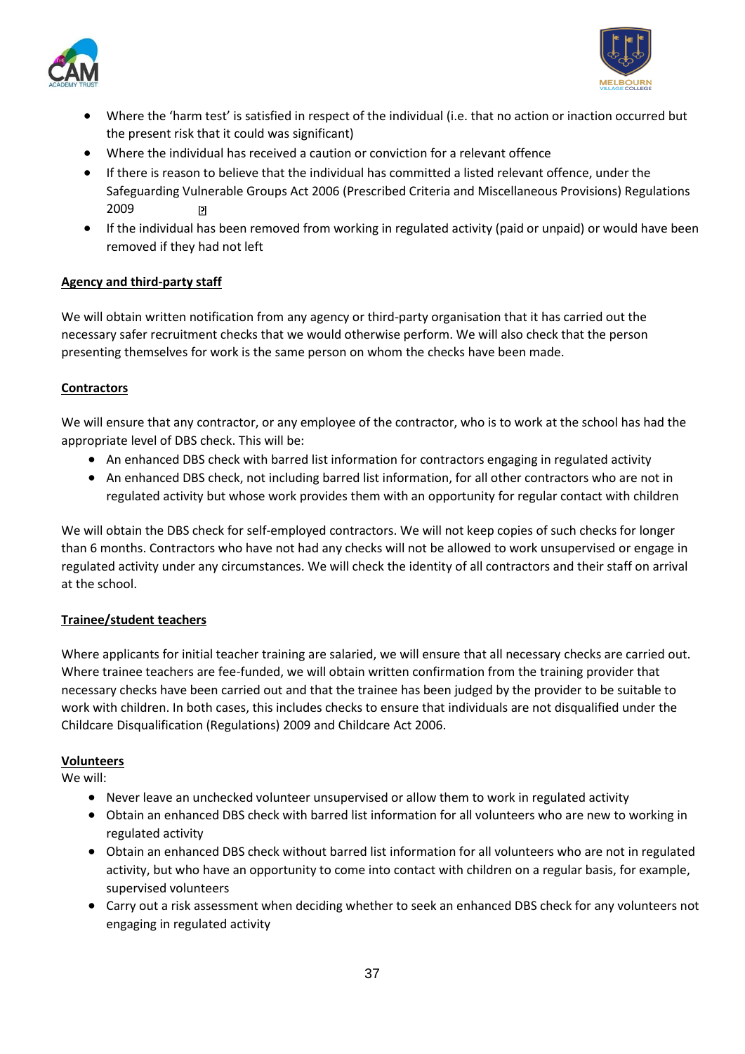- Where the 'harm test' is satisfied in respect of the individual (i.e. that no action or inaction occurred but the present risk that it could was significant)
- Where the individual has received a caution or conviction for a relevant offence
- If there is reason to believe that the individual has committed a listed relevant offence, under the Safeguarding Vulnerable Groups Act 2006 (Prescribed Criteria and Miscellaneous Provisions) Regulations 2009
- If the individual has been removed from working in regulated activity (paid or unpaid) or would have been removed if they had not left

**Agency and third-party staff**

We will obtain written notification from any agency or third-party organisation that it has carried out the necessary safer recruitment checks that we would otherwise perform. We will also check that the person presenting themselves for work is the same person on whom the checks have been made.

**Contractors**

We will ensure that any contractor, or any employee of the contractor, who is to work at the school has had the appropriate level of DBS check. This will be:

- An enhanced DBS check with barred list information for contractors engaging in regulated activity
- An enhanced DBS check, not including barred list information, for all other contractors who are not in regulated activity but whose work provides them with an opportunity for regular contact with children

We will obtain the DBS check for self-employed contractors. We will not keep copies of such checks for longer than 6 months. Contractors who have not had any checks will not be allowed to work unsupervised or engage in regulated activity under any circumstances. We will check the identity of all contractors and their staff on arrival at the school.

**Trainee/student teachers**

Where applicants for initial teacher training are salaried, we will ensure that all necessary checks are carried out. Where trainee teachers are fee-funded, we will obtain written confirmation from the training provider that necessary checks have been carried out and that the trainee has been judged by the provider to be suitable to work with children. In both cases, this includes checks to ensure that individuals are not disqualified under the Childcare Disqualification (Regulations) 2009 and Childcare Act 2006.

**Volunteers**

We will:

- Never leave an unchecked volunteer unsupervised or allow them to work in regulated activity
- Obtain an enhanced DBS check with barred list information for all volunteers who are new to working in regulated activity
- Obtain an enhanced DBS check without barred list information for all volunteers who are not in regulated activity, but who have an opportunity to come into contact with children on a regular basis, for example, supervised volunteers
- Carry out a risk assessment when deciding whether to seek an enhanced DBS check for any volunteers not engaging in regulated activity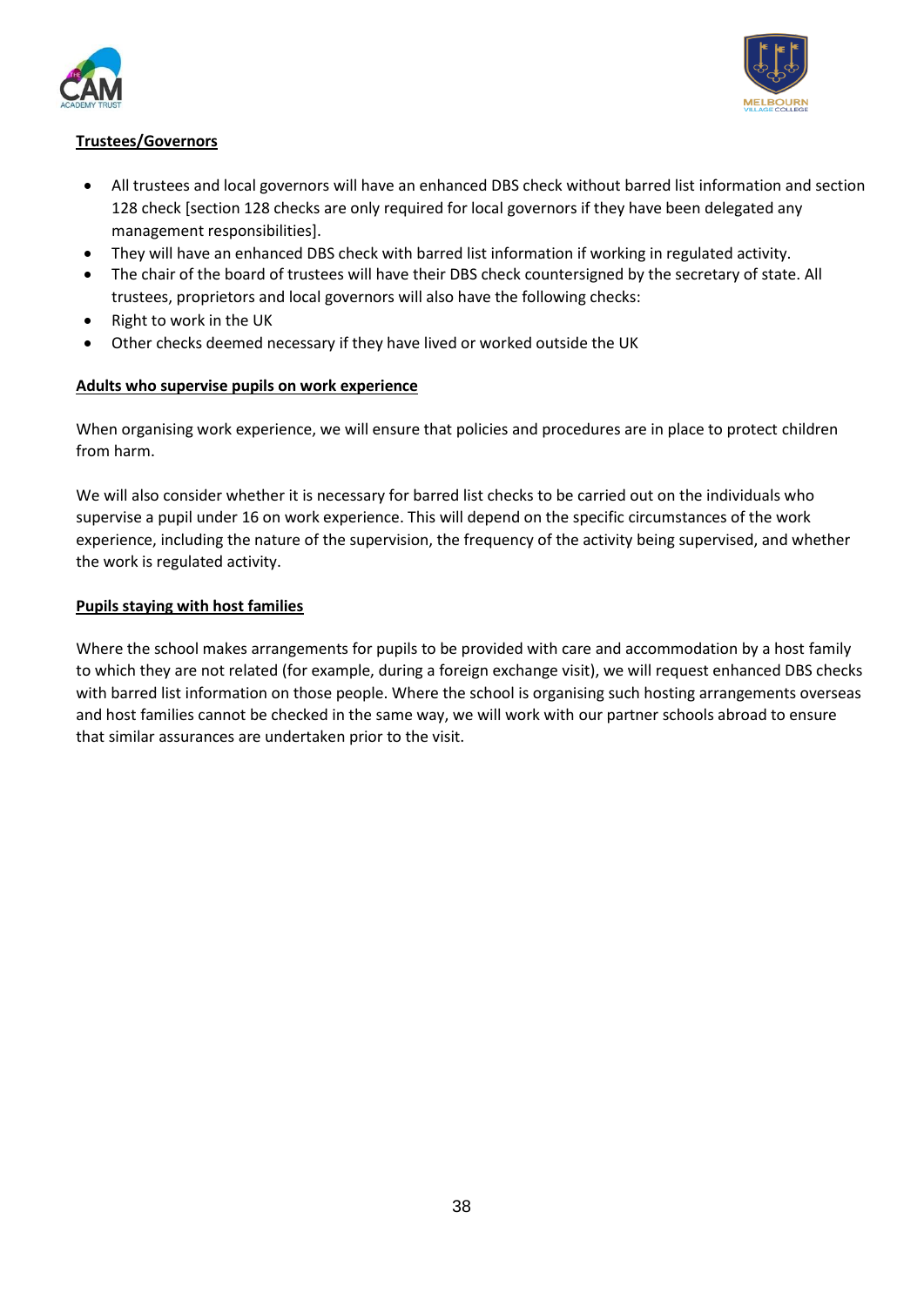**Trustees/Governors**

- All trustees and local governors will have an enhanced DBS check without barred list information and section 128 check [section 128 checks are only required for local governors if they have been delegated any management responsibilities].
- They will have an enhanced DBS check with barred list information if working in regulated activity.
- The chair of the board of trustees will have their DBS check countersigned by the secretary of state. All trustees, proprietors and local governors will also have the following checks:
- Right to work in the UK
- Other checks deemed necessary if they have lived or worked outside the UK

**Adults who supervise pupils on work experience**

When organising work experience, we will ensure that policies and procedures are in place to protect children from harm.

We will also consider whether it is necessary for barred list checks to be carried out on the individuals who supervise a pupil under 16 on work experience. This will depend on the specific circumstances of the work experience, including the nature of the supervision, the frequency of the activity being supervised, and whether the work is regulated activity.

**Pupils staying with host families**

Where the school makes arrangements for pupils to be provided with care and accommodation by a host family to which they are not related (for example, during a foreign exchange visit), we will request enhanced DBS checks with barred list information on those people. Where the school is organising such hosting arrangements overseas and host families cannot be checked in the same way, we will work with our partner schools abroad to ensure that similar assurances are undertaken prior to the visit.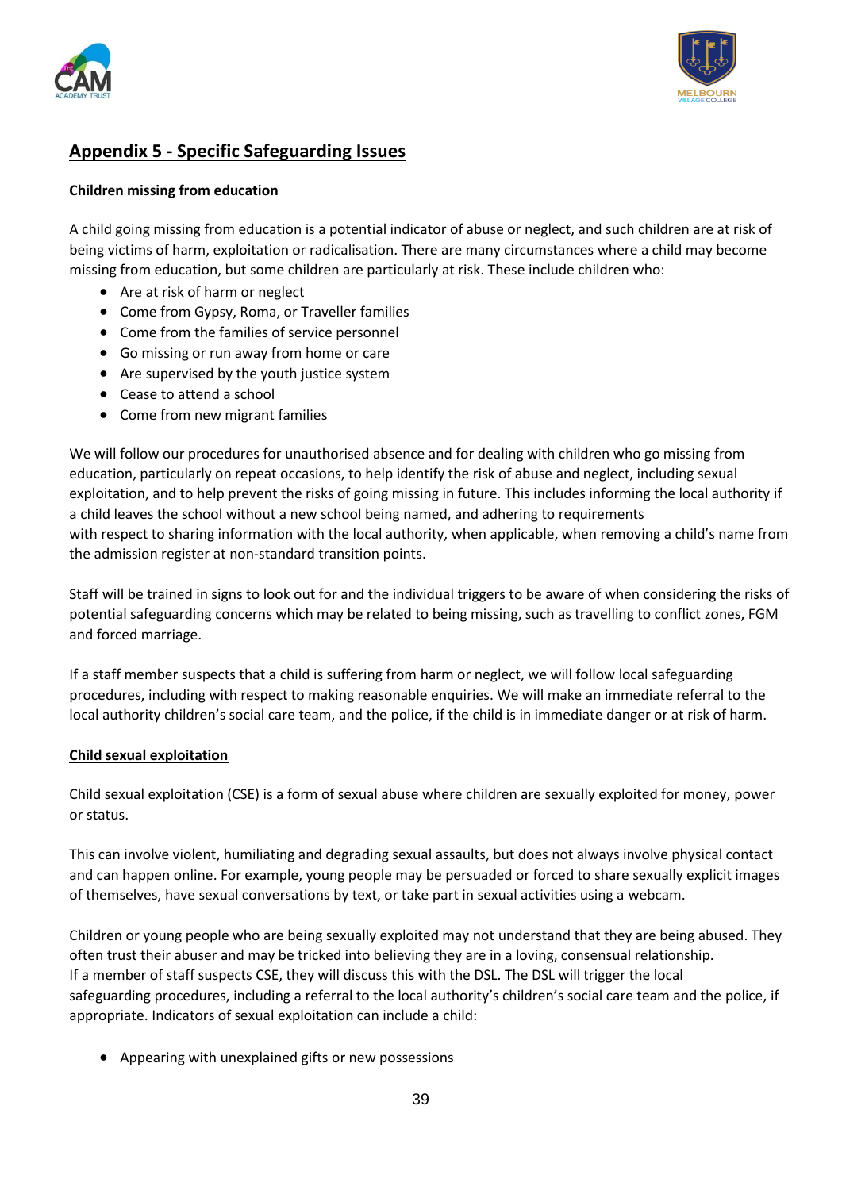## Appendix 5 - Specific Safeguarding Issues

**Children missing from education**

A child going missing from education is a potential indicator of abuse or neglect, and such children are at risk of being victims of harm, exploitation or radicalisation. There are many circumstances where a child may become missing from education, but some children are particularly at risk. These include children who:

- Are at risk of harm or neglect
- Come from Gypsy, Roma, or Traveller families
- Come from the families of service personnel
- Go missing or run away from home or care
- Are supervised by the youth justice system
- Cease to attend a school
- Come from new migrant families

We will follow our procedures for unauthorised absence and for dealing with children who go missing from education, particularly on repeat occasions, to help identify the risk of abuse and neglect, including sexual exploitation, and to help prevent the risks of going missing in future. This includes informing the local authority if a child leaves the school without a new school being named, and adhering to requirements with respect to sharing information with the local authority, when applicable, when removing a child's name from the admission register at non-standard transition points.

Staff will be trained in signs to look out for and the individual triggers to be aware of when considering the risks of potential safeguarding concerns which may be related to being missing, such as travelling to conflict zones, FGM and forced marriage.

If a staff member suspects that a child is suffering from harm or neglect, we will follow local safeguarding procedures, including with respect to making reasonable enquiries. We will make an immediate referral to the local authority children's social care team, and the police, if the child is in immediate danger or at risk of harm.

**Child sexual exploitation**

Child sexual exploitation (CSE) is a form of sexual abuse where children are sexually exploited for money, power or status.

This can involve violent, humiliating and degrading sexual assaults, but does not always involve physical contact and can happen online. For example, young people may be persuaded or forced to share sexually explicit images of themselves, have sexual conversations by text, or take part in sexual activities using a webcam.

Children or young people who are being sexually exploited may not understand that they are being abused. They often trust their abuser and may be tricked into believing they are in a loving, consensual relationship.
If a member of staff suspects CSE, they will discuss this with the DSL. The DSL will trigger the local safeguarding procedures, including a referral to the local authority's children's social care team and the police, if appropriate. Indicators of sexual exploitation can include a child:

- Appearing with unexplained gifts or new possessions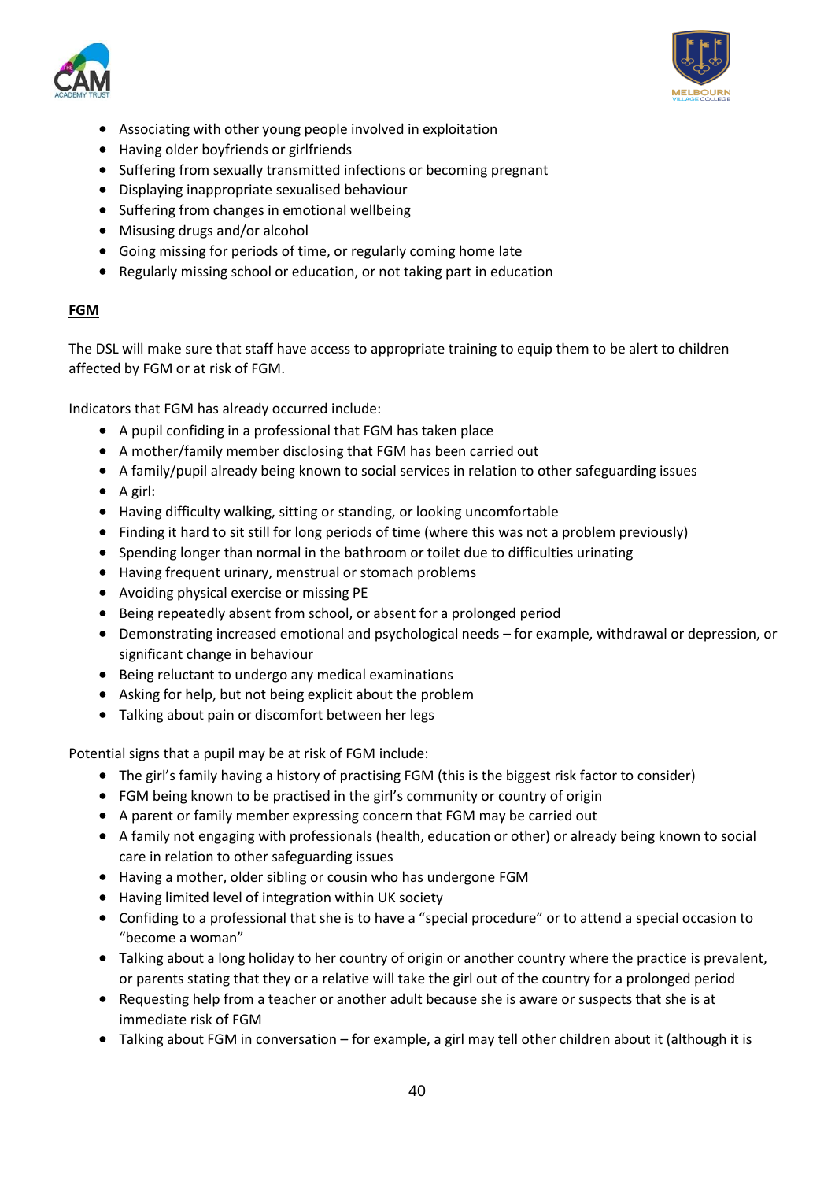- Associating with other young people involved in exploitation
- Having older boyfriends or girlfriends
- Suffering from sexually transmitted infections or becoming pregnant
- Displaying inappropriate sexualised behaviour
- Suffering from changes in emotional wellbeing
- Misusing drugs and/or alcohol
- Going missing for periods of time, or regularly coming home late
- Regularly missing school or education, or not taking part in education

**FGM**

The DSL will make sure that staff have access to appropriate training to equip them to be alert to children affected by FGM or at risk of FGM.

Indicators that FGM has already occurred include:

- A pupil confiding in a professional that FGM has taken place
- A mother/family member disclosing that FGM has been carried out
- A family/pupil already being known to social services in relation to other safeguarding issues
- A girl:
- Having difficulty walking, sitting or standing, or looking uncomfortable
- Finding it hard to sit still for long periods of time (where this was not a problem previously)
- Spending longer than normal in the bathroom or toilet due to difficulties urinating
- Having frequent urinary, menstrual or stomach problems
- Avoiding physical exercise or missing PE
- Being repeatedly absent from school, or absent for a prolonged period
- Demonstrating increased emotional and psychological needs – for example, withdrawal or depression, or significant change in behaviour
- Being reluctant to undergo any medical examinations
- Asking for help, but not being explicit about the problem
- Talking about pain or discomfort between her legs

Potential signs that a pupil may be at risk of FGM include:

- The girl's family having a history of practising FGM (this is the biggest risk factor to consider)
- FGM being known to be practised in the girl's community or country of origin
- A parent or family member expressing concern that FGM may be carried out
- A family not engaging with professionals (health, education or other) or already being known to social care in relation to other safeguarding issues
- Having a mother, older sibling or cousin who has undergone FGM
- Having limited level of integration within UK society
- Confiding to a professional that she is to have a "special procedure" or to attend a special occasion to "become a woman"
- Talking about a long holiday to her country of origin or another country where the practice is prevalent, or parents stating that they or a relative will take the girl out of the country for a prolonged period
- Requesting help from a teacher or another adult because she is aware or suspects that she is at immediate risk of FGM
- Talking about FGM in conversation – for example, a girl may tell other children about it (although it is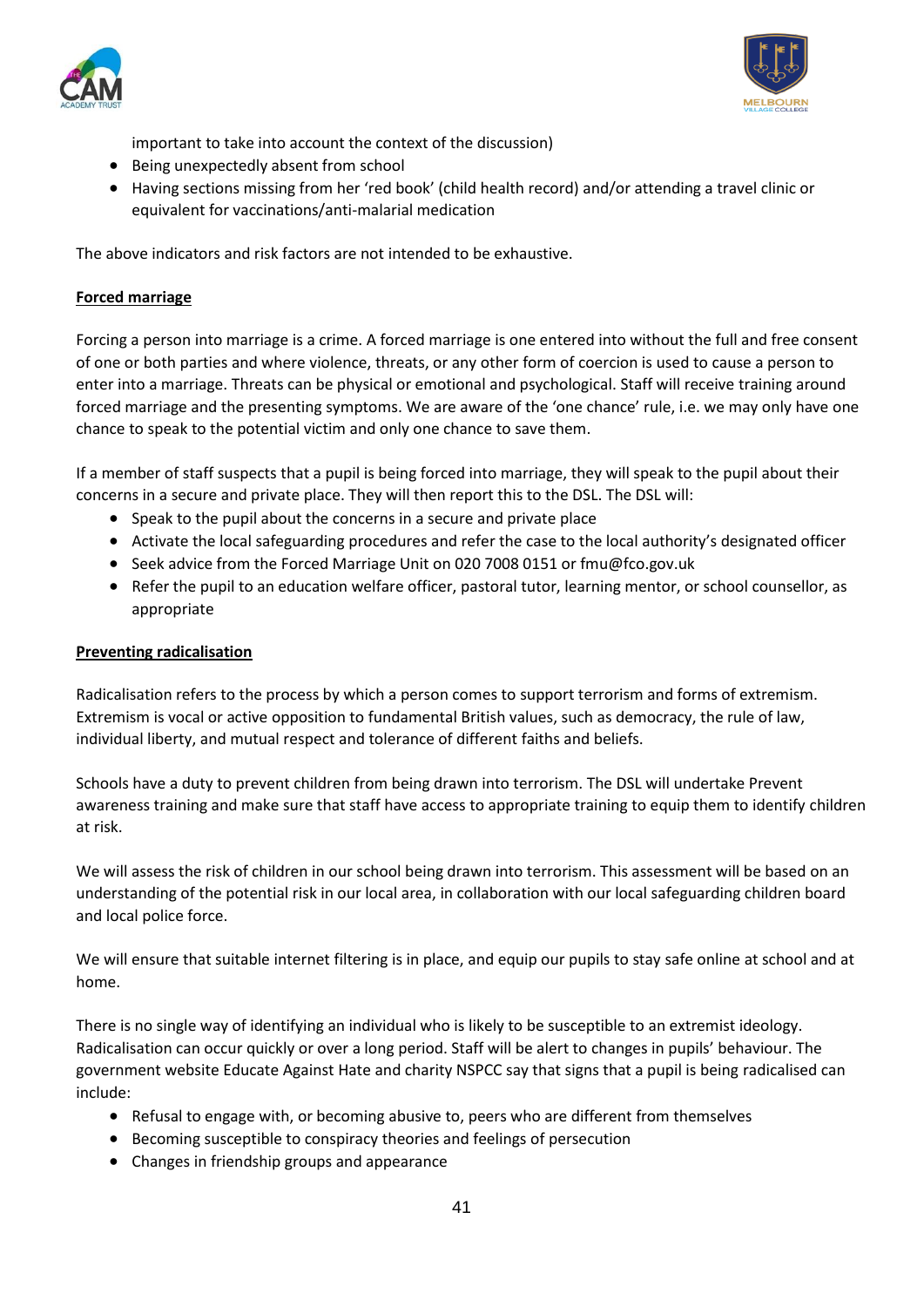important to take into account the context of the discussion)

- Being unexpectedly absent from school
- Having sections missing from her 'red book' (child health record) and/or attending a travel clinic or equivalent for vaccinations/anti-malarial medication

The above indicators and risk factors are not intended to be exhaustive.

**Forced marriage**

Forcing a person into marriage is a crime. A forced marriage is one entered into without the full and free consent of one or both parties and where violence, threats, or any other form of coercion is used to cause a person to enter into a marriage. Threats can be physical or emotional and psychological. Staff will receive training around forced marriage and the presenting symptoms. We are aware of the 'one chance' rule, i.e. we may only have one chance to speak to the potential victim and only one chance to save them.

If a member of staff suspects that a pupil is being forced into marriage, they will speak to the pupil about their concerns in a secure and private place. They will then report this to the DSL. The DSL will:

- Speak to the pupil about the concerns in a secure and private place
- Activate the local safeguarding procedures and refer the case to the local authority's designated officer
- Seek advice from the Forced Marriage Unit on 020 7008 0151 or fmu@fco.gov.uk
- Refer the pupil to an education welfare officer, pastoral tutor, learning mentor, or school counsellor, as appropriate

**Preventing radicalisation**

Radicalisation refers to the process by which a person comes to support terrorism and forms of extremism. Extremism is vocal or active opposition to fundamental British values, such as democracy, the rule of law, individual liberty, and mutual respect and tolerance of different faiths and beliefs.

Schools have a duty to prevent children from being drawn into terrorism. The DSL will undertake Prevent awareness training and make sure that staff have access to appropriate training to equip them to identify children at risk.

We will assess the risk of children in our school being drawn into terrorism. This assessment will be based on an understanding of the potential risk in our local area, in collaboration with our local safeguarding children board and local police force.

We will ensure that suitable internet filtering is in place, and equip our pupils to stay safe online at school and at home.

There is no single way of identifying an individual who is likely to be susceptible to an extremist ideology. Radicalisation can occur quickly or over a long period. Staff will be alert to changes in pupils' behaviour. The government website Educate Against Hate and charity NSPCC say that signs that a pupil is being radicalised can include:

- Refusal to engage with, or becoming abusive to, peers who are different from themselves
- Becoming susceptible to conspiracy theories and feelings of persecution
- Changes in friendship groups and appearance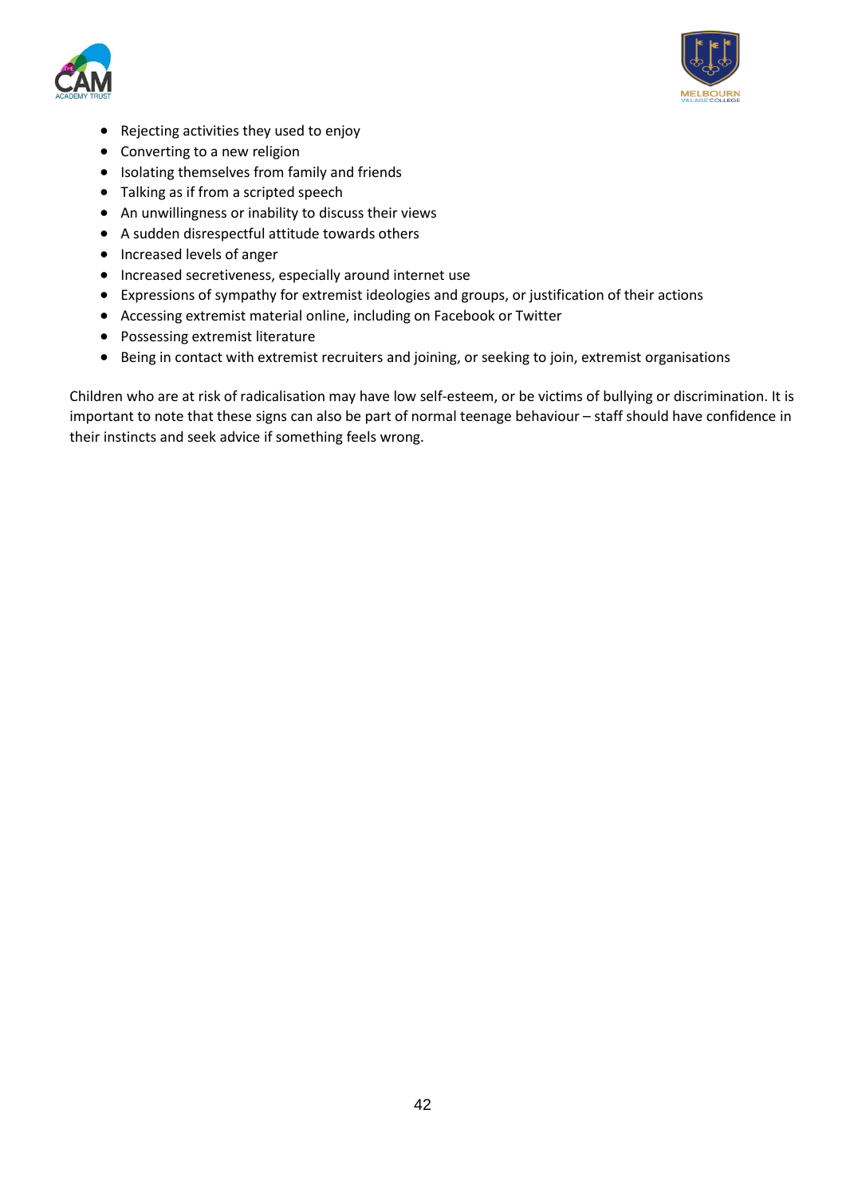- Rejecting activities they used to enjoy
- Converting to a new religion
- Isolating themselves from family and friends
- Talking as if from a scripted speech
- An unwillingness or inability to discuss their views
- A sudden disrespectful attitude towards others
- Increased levels of anger
- Increased secretiveness, especially around internet use
- Expressions of sympathy for extremist ideologies and groups, or justification of their actions
- Accessing extremist material online, including on Facebook or Twitter
- Possessing extremist literature
- Being in contact with extremist recruiters and joining, or seeking to join, extremist organisations

Children who are at risk of radicalisation may have low self-esteem, or be victims of bullying or discrimination. It is important to note that these signs can also be part of normal teenage behaviour – staff should have confidence in their instincts and seek advice if something feels wrong.